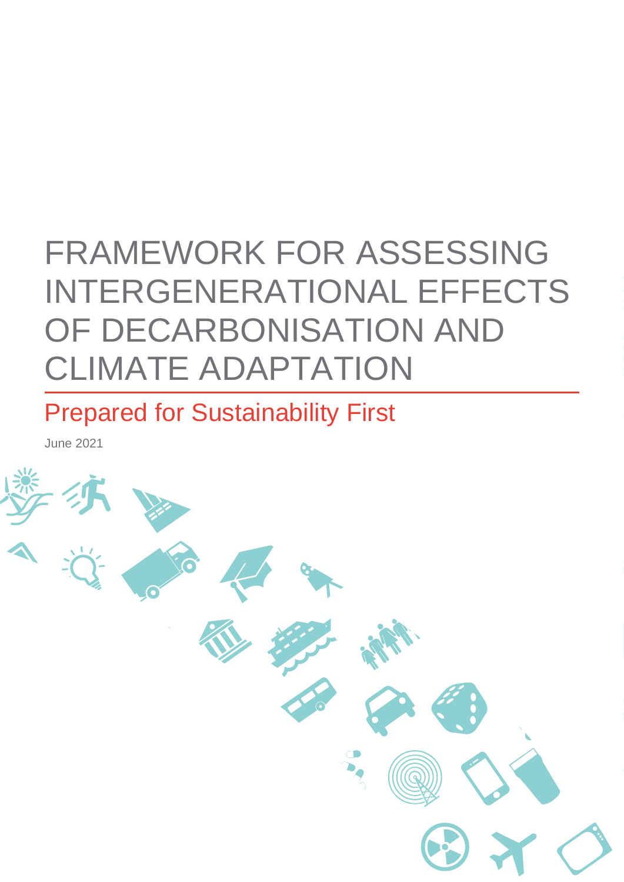# FRAMEWORK FOR ASSESSING INTERGENERATIONAL EFFECTS OF DECARBONISATION AND CLIMATE ADAPTATION

## Prepared for Sustainability First

June 2021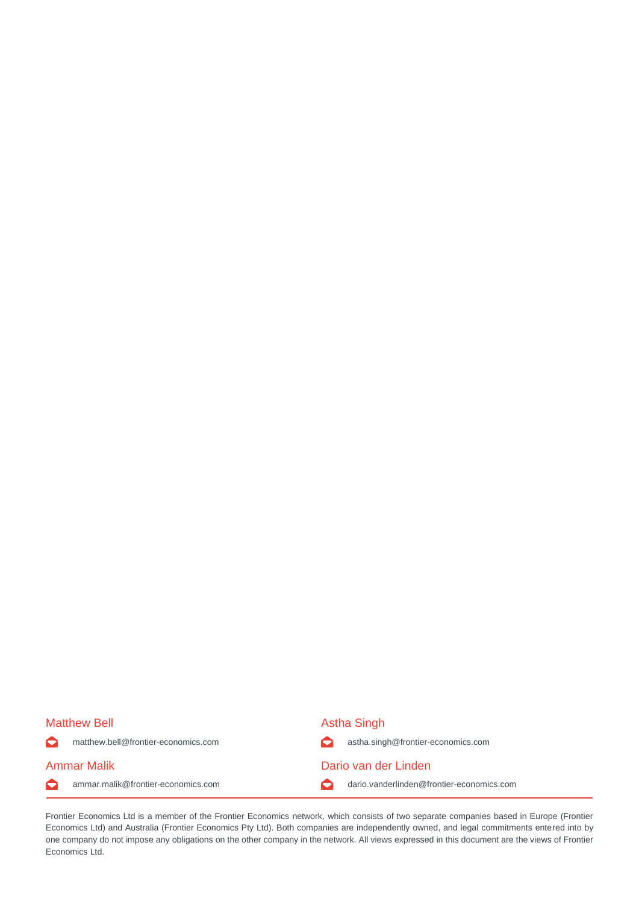**Matthew Bell**

matthew.bell@frontier-economics.com

**Astha Singh**

astha.singh@frontier-economics.com

**Ammar Malik**

ammar.malik@frontier-economics.com

**Dario van der Linden**

dario.vanderlinden@frontier-economics.com

---

Frontier Economics Ltd is a member of the Frontier Economics network, which consists of two separate companies based in Europe (Frontier Economics Ltd) and Australia (Frontier Economics Pty Ltd). Both companies are independently owned, and legal commitments entered into by one company do not impose any obligations on the other company in the network. All views expressed in this document are the views of Frontier Economics Ltd.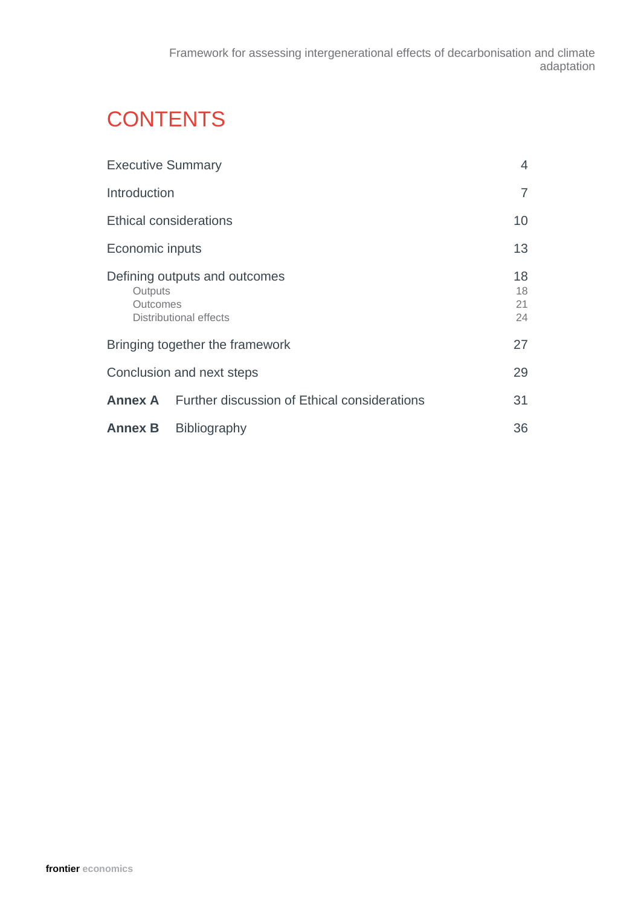# CONTENTS

| | |
|---|---|
| Executive Summary | 4 |
| Introduction | 7 |
| Ethical considerations | 10 |
| Economic inputs | 13 |
| Defining outputs and outcomes | 18 |
| Outputs | 18 |
| Outcomes | 21 |
| Distributional effects | 24 |
| Bringing together the framework | 27 |
| Conclusion and next steps | 29 |
| **Annex A** Further discussion of Ethical considerations | 31 |
| **Annex B** Bibliography | 36 |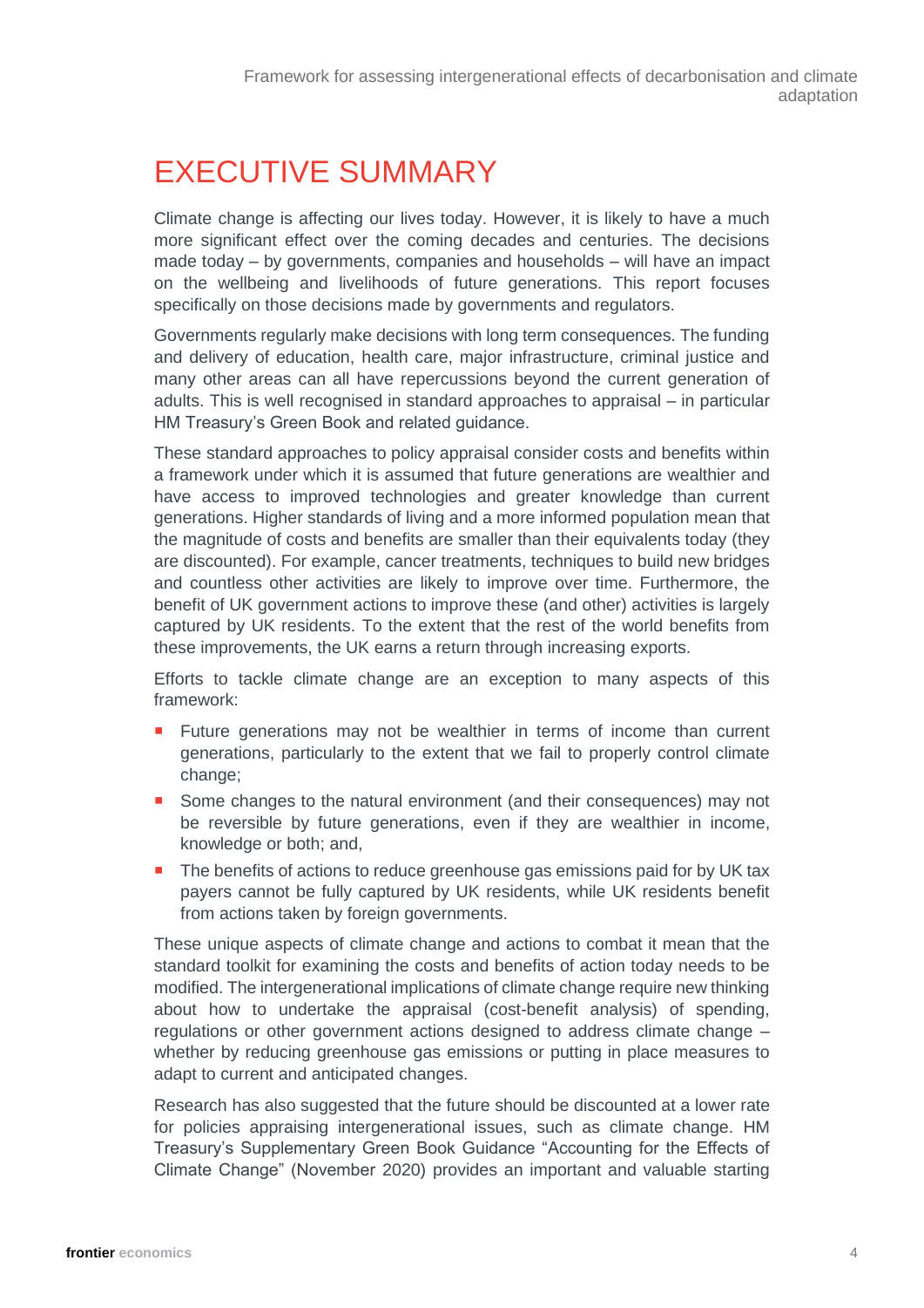# EXECUTIVE SUMMARY

Climate change is affecting our lives today. However, it is likely to have a much more significant effect over the coming decades and centuries. The decisions made today – by governments, companies and households – will have an impact on the wellbeing and livelihoods of future generations. This report focuses specifically on those decisions made by governments and regulators.

Governments regularly make decisions with long term consequences. The funding and delivery of education, health care, major infrastructure, criminal justice and many other areas can all have repercussions beyond the current generation of adults. This is well recognised in standard approaches to appraisal – in particular HM Treasury's Green Book and related guidance.

These standard approaches to policy appraisal consider costs and benefits within a framework under which it is assumed that future generations are wealthier and have access to improved technologies and greater knowledge than current generations. Higher standards of living and a more informed population mean that the magnitude of costs and benefits are smaller than their equivalents today (they are discounted). For example, cancer treatments, techniques to build new bridges and countless other activities are likely to improve over time. Furthermore, the benefit of UK government actions to improve these (and other) activities is largely captured by UK residents. To the extent that the rest of the world benefits from these improvements, the UK earns a return through increasing exports.

Efforts to tackle climate change are an exception to many aspects of this framework:

- Future generations may not be wealthier in terms of income than current generations, particularly to the extent that we fail to properly control climate change;
- Some changes to the natural environment (and their consequences) may not be reversible by future generations, even if they are wealthier in income, knowledge or both; and,
- The benefits of actions to reduce greenhouse gas emissions paid for by UK tax payers cannot be fully captured by UK residents, while UK residents benefit from actions taken by foreign governments.

These unique aspects of climate change and actions to combat it mean that the standard toolkit for examining the costs and benefits of action today needs to be modified. The intergenerational implications of climate change require new thinking about how to undertake the appraisal (cost-benefit analysis) of spending, regulations or other government actions designed to address climate change – whether by reducing greenhouse gas emissions or putting in place measures to adapt to current and anticipated changes.

Research has also suggested that the future should be discounted at a lower rate for policies appraising intergenerational issues, such as climate change. HM Treasury's Supplementary Green Book Guidance "Accounting for the Effects of Climate Change" (November 2020) provides an important and valuable starting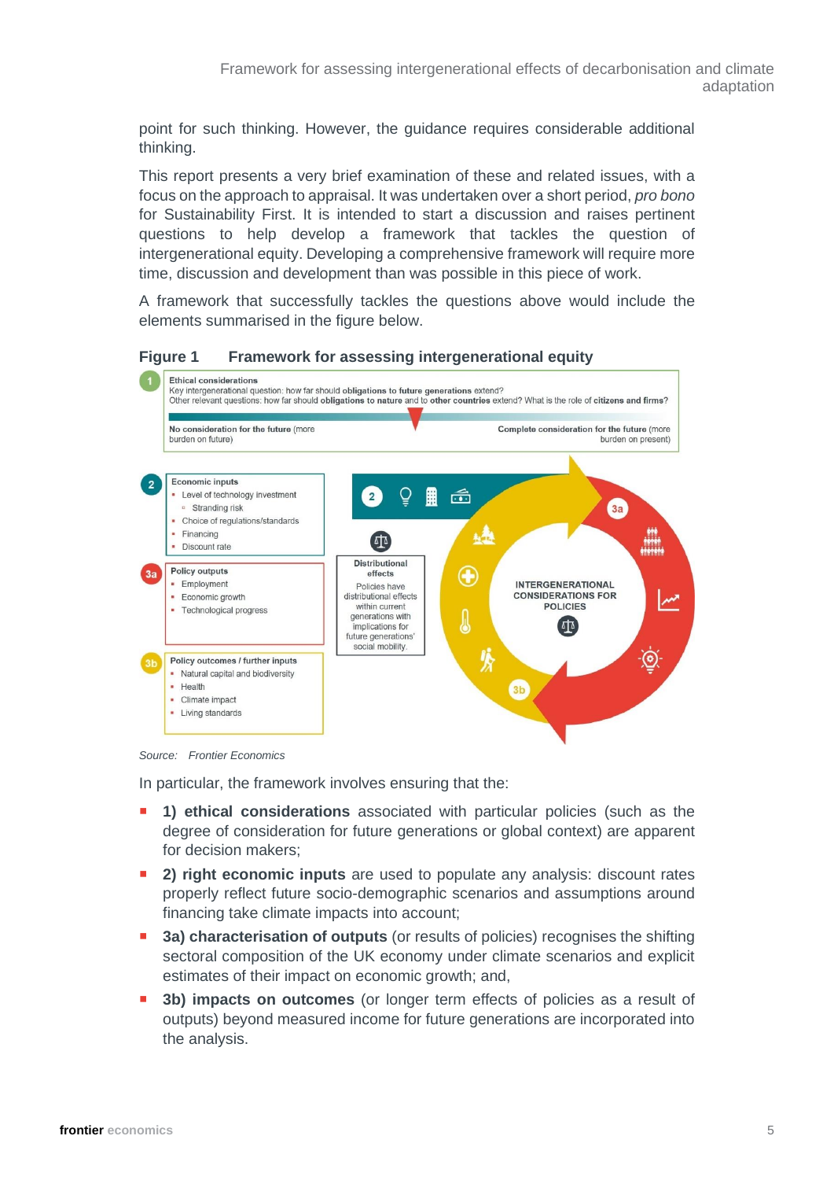point for such thinking. However, the guidance requires considerable additional thinking.

This report presents a very brief examination of these and related issues, with a focus on the approach to appraisal. It was undertaken over a short period, *pro bono* for Sustainability First. It is intended to start a discussion and raises pertinent questions to help develop a framework that tackles the question of intergenerational equity. Developing a comprehensive framework will require more time, discussion and development than was possible in this piece of work.

A framework that successfully tackles the questions above would include the elements summarised in the figure below.

**Figure 1 Framework for assessing intergenerational equity**

**1 Ethical considerations**

Key intergenerational question: how far should **obligations** to **future generations** extend?
Other relevant questions: how far should **obligations** to **nature** and to **other countries** extend? What is the role of **citizens and firms**?

No consideration for the future (more burden on future) — Complete consideration for the future (more burden on present)

**2 Economic inputs**

- Level of technology investment
  - Stranding risk
- Choice of regulations/standards
- Financing
- Discount rate

**3a Policy outputs**

- Employment
- Economic growth
- Technological progress

**3b Policy outcomes / further inputs**

- Natural capital and biodiversity
- Health
- Climate impact
- Living standards

**Distributional effects**

Policies have distributional effects within current generations with implications for future generations' social mobility.

INTERGENERATIONAL CONSIDERATIONS FOR POLICIES

*Source: Frontier Economics*

In particular, the framework involves ensuring that the:

- **1) ethical considerations** associated with particular policies (such as the degree of consideration for future generations or global context) are apparent for decision makers;
- **2) right economic inputs** are used to populate any analysis: discount rates properly reflect future socio-demographic scenarios and assumptions around financing take climate impacts into account;
- **3a) characterisation of outputs** (or results of policies) recognises the shifting sectoral composition of the UK economy under climate scenarios and explicit estimates of their impact on economic growth; and,
- **3b) impacts on outcomes** (or longer term effects of policies as a result of outputs) beyond measured income for future generations are incorporated into the analysis.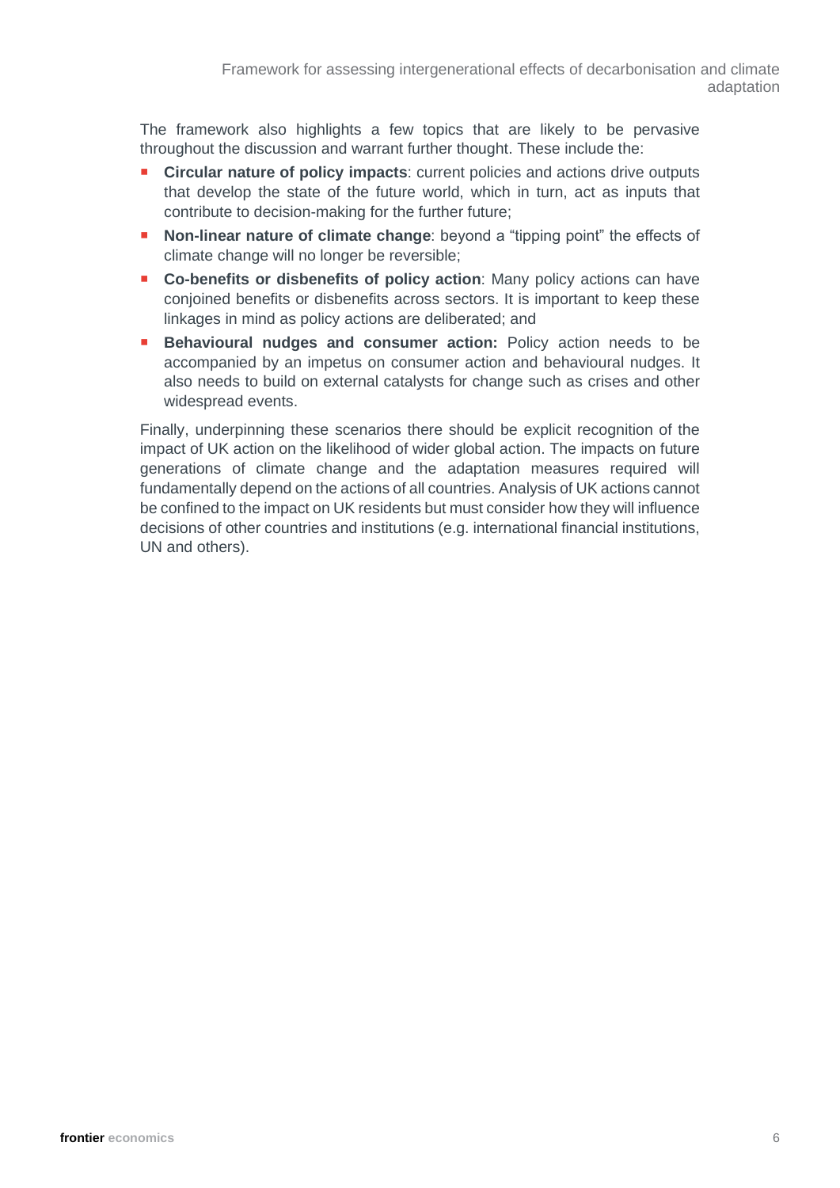The framework also highlights a few topics that are likely to be pervasive throughout the discussion and warrant further thought. These include the:

- **Circular nature of policy impacts**: current policies and actions drive outputs that develop the state of the future world, which in turn, act as inputs that contribute to decision-making for the further future;
- **Non-linear nature of climate change**: beyond a "tipping point" the effects of climate change will no longer be reversible;
- **Co-benefits or disbenefits of policy action**: Many policy actions can have conjoined benefits or disbenefits across sectors. It is important to keep these linkages in mind as policy actions are deliberated; and
- **Behavioural nudges and consumer action:** Policy action needs to be accompanied by an impetus on consumer action and behavioural nudges. It also needs to build on external catalysts for change such as crises and other widespread events.

Finally, underpinning these scenarios there should be explicit recognition of the impact of UK action on the likelihood of wider global action. The impacts on future generations of climate change and the adaptation measures required will fundamentally depend on the actions of all countries. Analysis of UK actions cannot be confined to the impact on UK residents but must consider how they will influence decisions of other countries and institutions (e.g. international financial institutions, UN and others).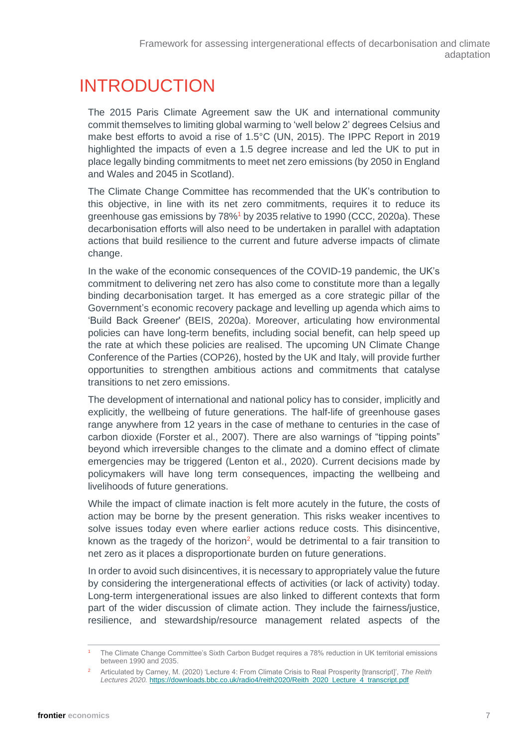# INTRODUCTION

The 2015 Paris Climate Agreement saw the UK and international community commit themselves to limiting global warming to 'well below 2' degrees Celsius and make best efforts to avoid a rise of 1.5°C (UN, 2015). The IPPC Report in 2019 highlighted the impacts of even a 1.5 degree increase and led the UK to put in place legally binding commitments to meet net zero emissions (by 2050 in England and Wales and 2045 in Scotland).

The Climate Change Committee has recommended that the UK's contribution to this objective, in line with its net zero commitments, requires it to reduce its greenhouse gas emissions by 78%[1] by 2035 relative to 1990 (CCC, 2020a). These decarbonisation efforts will also need to be undertaken in parallel with adaptation actions that build resilience to the current and future adverse impacts of climate change.

In the wake of the economic consequences of the COVID-19 pandemic, the UK's commitment to delivering net zero has also come to constitute more than a legally binding decarbonisation target. It has emerged as a core strategic pillar of the Government's economic recovery package and levelling up agenda which aims to 'Build Back Greener' (BEIS, 2020a). Moreover, articulating how environmental policies can have long-term benefits, including social benefit, can help speed up the rate at which these policies are realised. The upcoming UN Climate Change Conference of the Parties (COP26), hosted by the UK and Italy, will provide further opportunities to strengthen ambitious actions and commitments that catalyse transitions to net zero emissions.

The development of international and national policy has to consider, implicitly and explicitly, the wellbeing of future generations. The half-life of greenhouse gases range anywhere from 12 years in the case of methane to centuries in the case of carbon dioxide (Forster et al., 2007). There are also warnings of "tipping points" beyond which irreversible changes to the climate and a domino effect of climate emergencies may be triggered (Lenton et al., 2020). Current decisions made by policymakers will have long term consequences, impacting the wellbeing and livelihoods of future generations.

While the impact of climate inaction is felt more acutely in the future, the costs of action may be borne by the present generation. This risks weaker incentives to solve issues today even where earlier actions reduce costs. This disincentive, known as the tragedy of the horizon[2], would be detrimental to a fair transition to net zero as it places a disproportionate burden on future generations.

In order to avoid such disincentives, it is necessary to appropriately value the future by considering the intergenerational effects of activities (or lack of activity) today. Long-term intergenerational issues are also linked to different contexts that form part of the wider discussion of climate action. They include the fairness/justice, resilience, and stewardship/resource management related aspects of the

---

[1] The Climate Change Committee's Sixth Carbon Budget requires a 78% reduction in UK territorial emissions between 1990 and 2035.

[2] Articulated by Carney, M. (2020) 'Lecture 4: From Climate Crisis to Real Prosperity [transcript]', *The Reith Lectures 2020.* https://downloads.bbc.co.uk/radio4/reith2020/Reith_2020_Lecture_4_transcript.pdf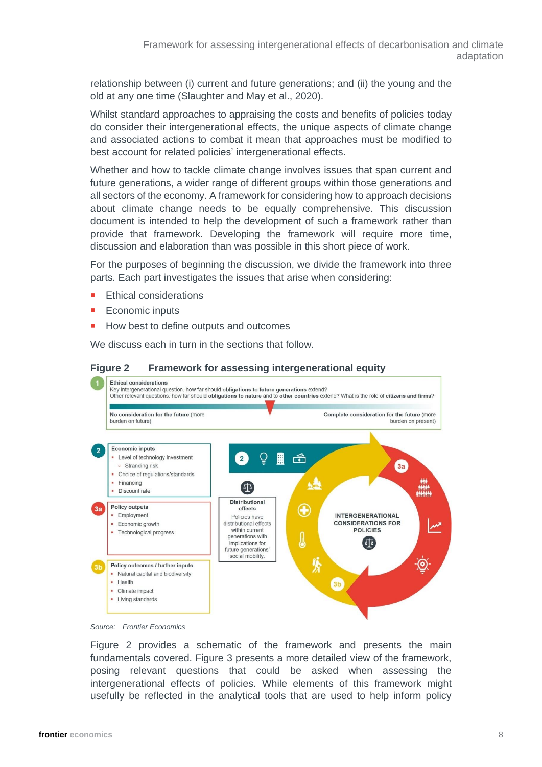relationship between (i) current and future generations; and (ii) the young and the old at any one time (Slaughter and May et al., 2020).

Whilst standard approaches to appraising the costs and benefits of policies today do consider their intergenerational effects, the unique aspects of climate change and associated actions to combat it mean that approaches must be modified to best account for related policies' intergenerational effects.

Whether and how to tackle climate change involves issues that span current and future generations, a wider range of different groups within those generations and all sectors of the economy. A framework for considering how to approach decisions about climate change needs to be equally comprehensive. This discussion document is intended to help the development of such a framework rather than provide that framework. Developing the framework will require more time, discussion and elaboration than was possible in this short piece of work.

For the purposes of beginning the discussion, we divide the framework into three parts. Each part investigates the issues that arise when considering:

- Ethical considerations
- Economic inputs
- How best to define outputs and outcomes

We discuss each in turn in the sections that follow.

**Figure 2 Framework for assessing intergenerational equity**

**1 Ethical considerations**
Key intergenerational question: how far should **obligations to future generations** extend?
Other relevant questions: how far should **obligations to nature** and to **other countries** extend? What is the role of **citizens and firms**?

**No consideration for the future** (more burden on future) — **Complete consideration for the future** (more burden on present)

**2 Economic inputs**
- Level of technology investment
  - Stranding risk
- Choice of regulations/standards
- Financing
- Discount rate

**3a Policy outputs**
- Employment
- Economic growth
- Technological progress

**3b Policy outcomes / further inputs**
- Natural capital and biodiversity
- Health
- Climate impact
- Living standards

**Distributional effects**
Policies have distributional effects within current generations with implications for future generations' social mobility.

**INTERGENERATIONAL CONSIDERATIONS FOR POLICIES**

*Source: Frontier Economics*

Figure 2 provides a schematic of the framework and presents the main fundamentals covered. Figure 3 presents a more detailed view of the framework, posing relevant questions that could be asked when assessing the intergenerational effects of policies. While elements of this framework might usefully be reflected in the analytical tools that are used to help inform policy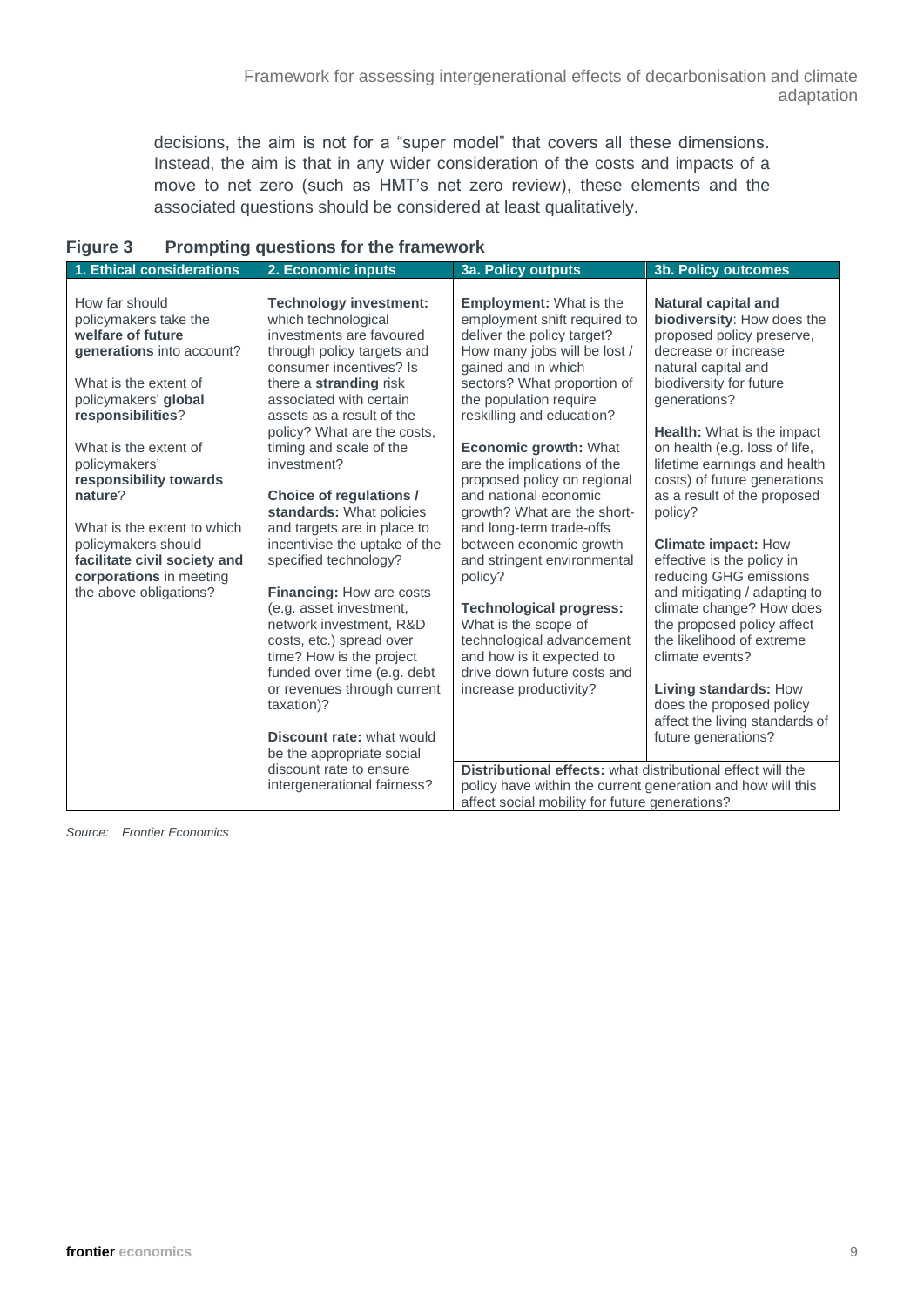decisions, the aim is not for a "super model" that covers all these dimensions. Instead, the aim is that in any wider consideration of the costs and impacts of a move to net zero (such as HMT's net zero review), these elements and the associated questions should be considered at least qualitatively.

**Figure 3 Prompting questions for the framework**

| 1. Ethical considerations | 2. Economic inputs | 3a. Policy outputs | 3b. Policy outcomes |
|---|---|---|---|
| How far should policymakers take the **welfare of future generations** into account?<br><br>What is the extent of policymakers' **global responsibilities**?<br><br>What is the extent of policymakers' **responsibility towards nature**?<br><br>What is the extent to which policymakers should **facilitate civil society and corporations** in meeting the above obligations? | **Technology investment:** which technological investments are favoured through policy targets and consumer incentives? Is there a **stranding** risk associated with certain assets as a result of the policy? What are the costs, timing and scale of the investment?<br><br>**Choice of regulations / standards:** What policies and targets are in place to incentivise the uptake of the specified technology?<br><br>**Financing:** How are costs (e.g. asset investment, network investment, R&D costs, etc.) spread over time? How is the project funded over time (e.g. debt or revenues through current taxation)?<br><br>**Discount rate:** what would be the appropriate social discount rate to ensure intergenerational fairness? | **Employment:** What is the employment shift required to deliver the policy target? How many jobs will be lost / gained and in which sectors? What proportion of the population require reskilling and education?<br><br>**Economic growth:** What are the implications of the proposed policy on regional and national economic growth? What are the short- and long-term trade-offs between economic growth and stringent environmental policy?<br><br>**Technological progress:** What is the scope of technological advancement and how is it expected to drive down future costs and increase productivity? | **Natural capital and biodiversity**: How does the proposed policy preserve, decrease or increase natural capital and biodiversity for future generations?<br><br>**Health:** What is the impact on health (e.g. loss of life, lifetime earnings and health costs) of future generations as a result of the proposed policy?<br><br>**Climate impact:** How effective is the policy in reducing GHG emissions and mitigating / adapting to climate change? How does the proposed policy affect the likelihood of extreme climate events?<br><br>**Living standards:** How does the proposed policy affect the living standards of future generations? |
| | | **Distributional effects:** what distributional effect will the policy have within the current generation and how will this affect social mobility for future generations? | |

*Source: Frontier Economics*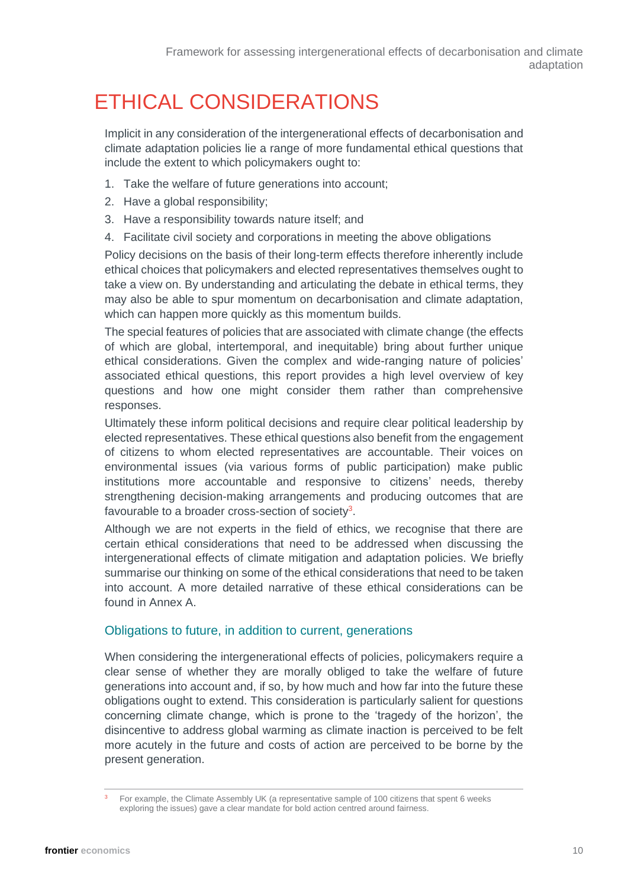# ETHICAL CONSIDERATIONS

Implicit in any consideration of the intergenerational effects of decarbonisation and climate adaptation policies lie a range of more fundamental ethical questions that include the extent to which policymakers ought to:

1. Take the welfare of future generations into account;
2. Have a global responsibility;
3. Have a responsibility towards nature itself; and
4. Facilitate civil society and corporations in meeting the above obligations

Policy decisions on the basis of their long-term effects therefore inherently include ethical choices that policymakers and elected representatives themselves ought to take a view on. By understanding and articulating the debate in ethical terms, they may also be able to spur momentum on decarbonisation and climate adaptation, which can happen more quickly as this momentum builds.

The special features of policies that are associated with climate change (the effects of which are global, intertemporal, and inequitable) bring about further unique ethical considerations. Given the complex and wide-ranging nature of policies' associated ethical questions, this report provides a high level overview of key questions and how one might consider them rather than comprehensive responses.

Ultimately these inform political decisions and require clear political leadership by elected representatives. These ethical questions also benefit from the engagement of citizens to whom elected representatives are accountable. Their voices on environmental issues (via various forms of public participation) make public institutions more accountable and responsive to citizens' needs, thereby strengthening decision-making arrangements and producing outcomes that are favourable to a broader cross-section of society[3].

Although we are not experts in the field of ethics, we recognise that there are certain ethical considerations that need to be addressed when discussing the intergenerational effects of climate mitigation and adaptation policies. We briefly summarise our thinking on some of the ethical considerations that need to be taken into account. A more detailed narrative of these ethical considerations can be found in Annex A.

## Obligations to future, in addition to current, generations

When considering the intergenerational effects of policies, policymakers require a clear sense of whether they are morally obliged to take the welfare of future generations into account and, if so, by how much and how far into the future these obligations ought to extend. This consideration is particularly salient for questions concerning climate change, which is prone to the 'tragedy of the horizon', the disincentive to address global warming as climate inaction is perceived to be felt more acutely in the future and costs of action are perceived to be borne by the present generation.

---

[3] For example, the Climate Assembly UK (a representative sample of 100 citizens that spent 6 weeks exploring the issues) gave a clear mandate for bold action centred around fairness.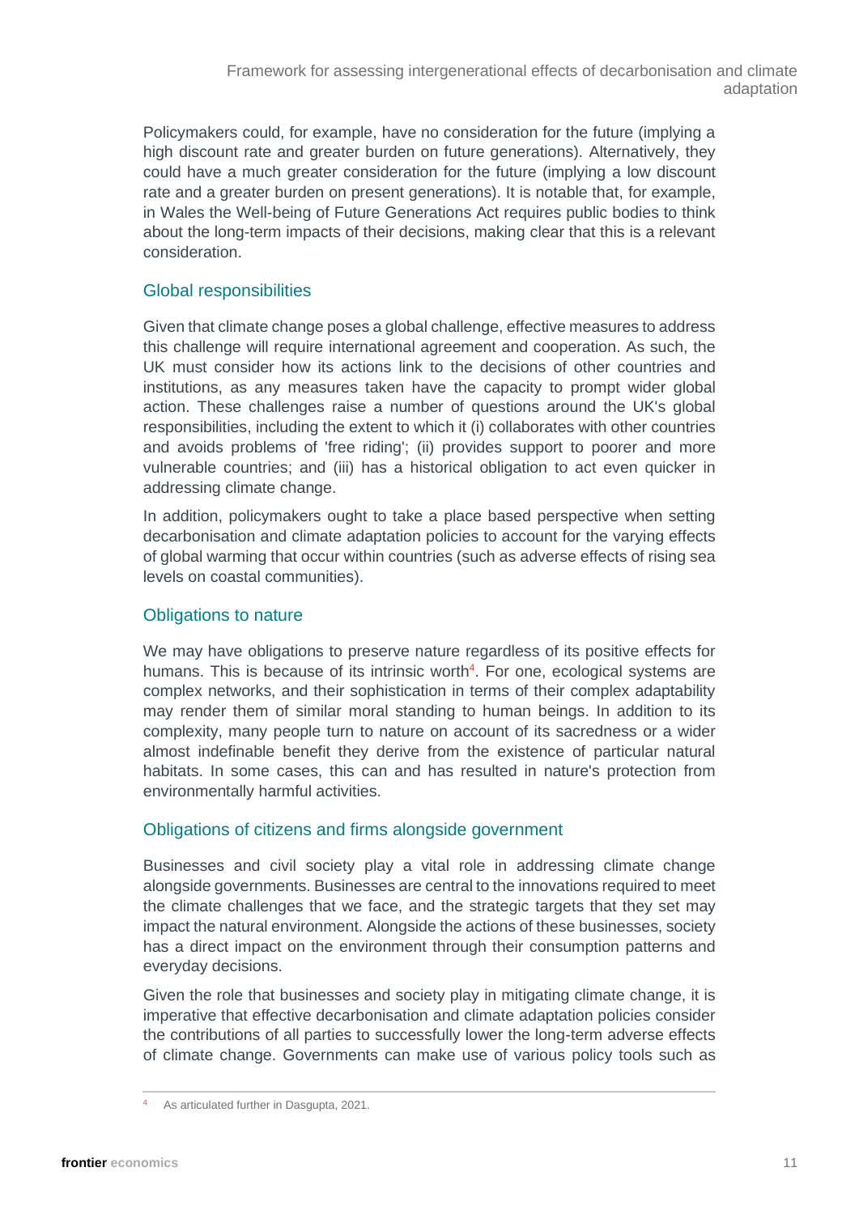Policymakers could, for example, have no consideration for the future (implying a high discount rate and greater burden on future generations). Alternatively, they could have a much greater consideration for the future (implying a low discount rate and a greater burden on present generations). It is notable that, for example, in Wales the Well-being of Future Generations Act requires public bodies to think about the long-term impacts of their decisions, making clear that this is a relevant consideration.

### Global responsibilities

Given that climate change poses a global challenge, effective measures to address this challenge will require international agreement and cooperation. As such, the UK must consider how its actions link to the decisions of other countries and institutions, as any measures taken have the capacity to prompt wider global action. These challenges raise a number of questions around the UK's global responsibilities, including the extent to which it (i) collaborates with other countries and avoids problems of 'free riding'; (ii) provides support to poorer and more vulnerable countries; and (iii) has a historical obligation to act even quicker in addressing climate change.

In addition, policymakers ought to take a place based perspective when setting decarbonisation and climate adaptation policies to account for the varying effects of global warming that occur within countries (such as adverse effects of rising sea levels on coastal communities).

### Obligations to nature

We may have obligations to preserve nature regardless of its positive effects for humans. This is because of its intrinsic worth[4]. For one, ecological systems are complex networks, and their sophistication in terms of their complex adaptability may render them of similar moral standing to human beings. In addition to its complexity, many people turn to nature on account of its sacredness or a wider almost indefinable benefit they derive from the existence of particular natural habitats. In some cases, this can and has resulted in nature's protection from environmentally harmful activities.

### Obligations of citizens and firms alongside government

Businesses and civil society play a vital role in addressing climate change alongside governments. Businesses are central to the innovations required to meet the climate challenges that we face, and the strategic targets that they set may impact the natural environment. Alongside the actions of these businesses, society has a direct impact on the environment through their consumption patterns and everyday decisions.

Given the role that businesses and society play in mitigating climate change, it is imperative that effective decarbonisation and climate adaptation policies consider the contributions of all parties to successfully lower the long-term adverse effects of climate change. Governments can make use of various policy tools such as

---

[4] As articulated further in Dasgupta, 2021.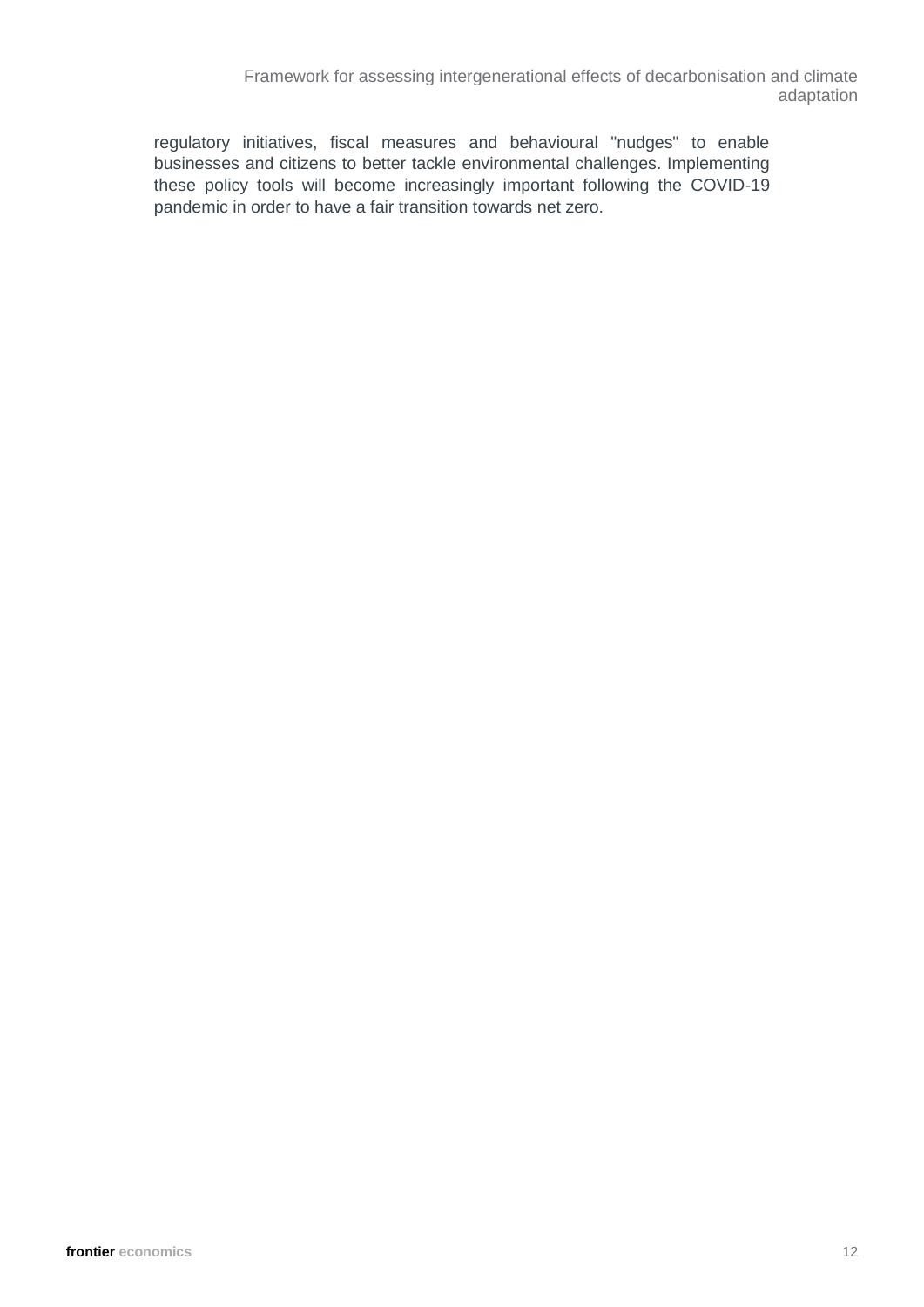regulatory initiatives, fiscal measures and behavioural "nudges" to enable businesses and citizens to better tackle environmental challenges. Implementing these policy tools will become increasingly important following the COVID-19 pandemic in order to have a fair transition towards net zero.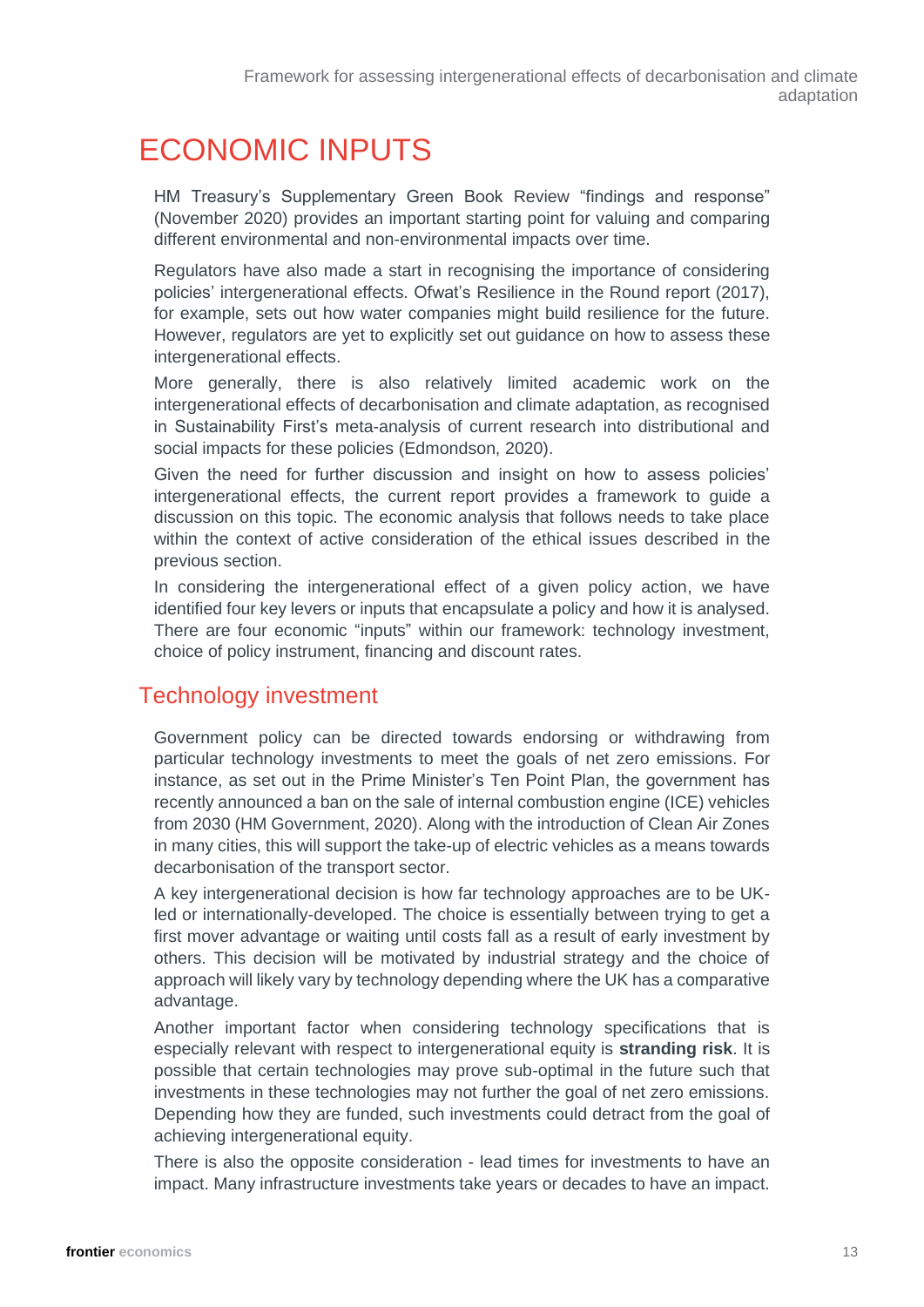# ECONOMIC INPUTS

HM Treasury's Supplementary Green Book Review "findings and response" (November 2020) provides an important starting point for valuing and comparing different environmental and non-environmental impacts over time.

Regulators have also made a start in recognising the importance of considering policies' intergenerational effects. Ofwat's Resilience in the Round report (2017), for example, sets out how water companies might build resilience for the future. However, regulators are yet to explicitly set out guidance on how to assess these intergenerational effects.

More generally, there is also relatively limited academic work on the intergenerational effects of decarbonisation and climate adaptation, as recognised in Sustainability First's meta-analysis of current research into distributional and social impacts for these policies (Edmondson, 2020).

Given the need for further discussion and insight on how to assess policies' intergenerational effects, the current report provides a framework to guide a discussion on this topic. The economic analysis that follows needs to take place within the context of active consideration of the ethical issues described in the previous section.

In considering the intergenerational effect of a given policy action, we have identified four key levers or inputs that encapsulate a policy and how it is analysed. There are four economic "inputs" within our framework: technology investment, choice of policy instrument, financing and discount rates.

## Technology investment

Government policy can be directed towards endorsing or withdrawing from particular technology investments to meet the goals of net zero emissions. For instance, as set out in the Prime Minister's Ten Point Plan, the government has recently announced a ban on the sale of internal combustion engine (ICE) vehicles from 2030 (HM Government, 2020). Along with the introduction of Clean Air Zones in many cities, this will support the take-up of electric vehicles as a means towards decarbonisation of the transport sector.

A key intergenerational decision is how far technology approaches are to be UK-led or internationally-developed. The choice is essentially between trying to get a first mover advantage or waiting until costs fall as a result of early investment by others. This decision will be motivated by industrial strategy and the choice of approach will likely vary by technology depending where the UK has a comparative advantage.

Another important factor when considering technology specifications that is especially relevant with respect to intergenerational equity is **stranding risk**. It is possible that certain technologies may prove sub-optimal in the future such that investments in these technologies may not further the goal of net zero emissions. Depending how they are funded, such investments could detract from the goal of achieving intergenerational equity.

There is also the opposite consideration - lead times for investments to have an impact. Many infrastructure investments take years or decades to have an impact.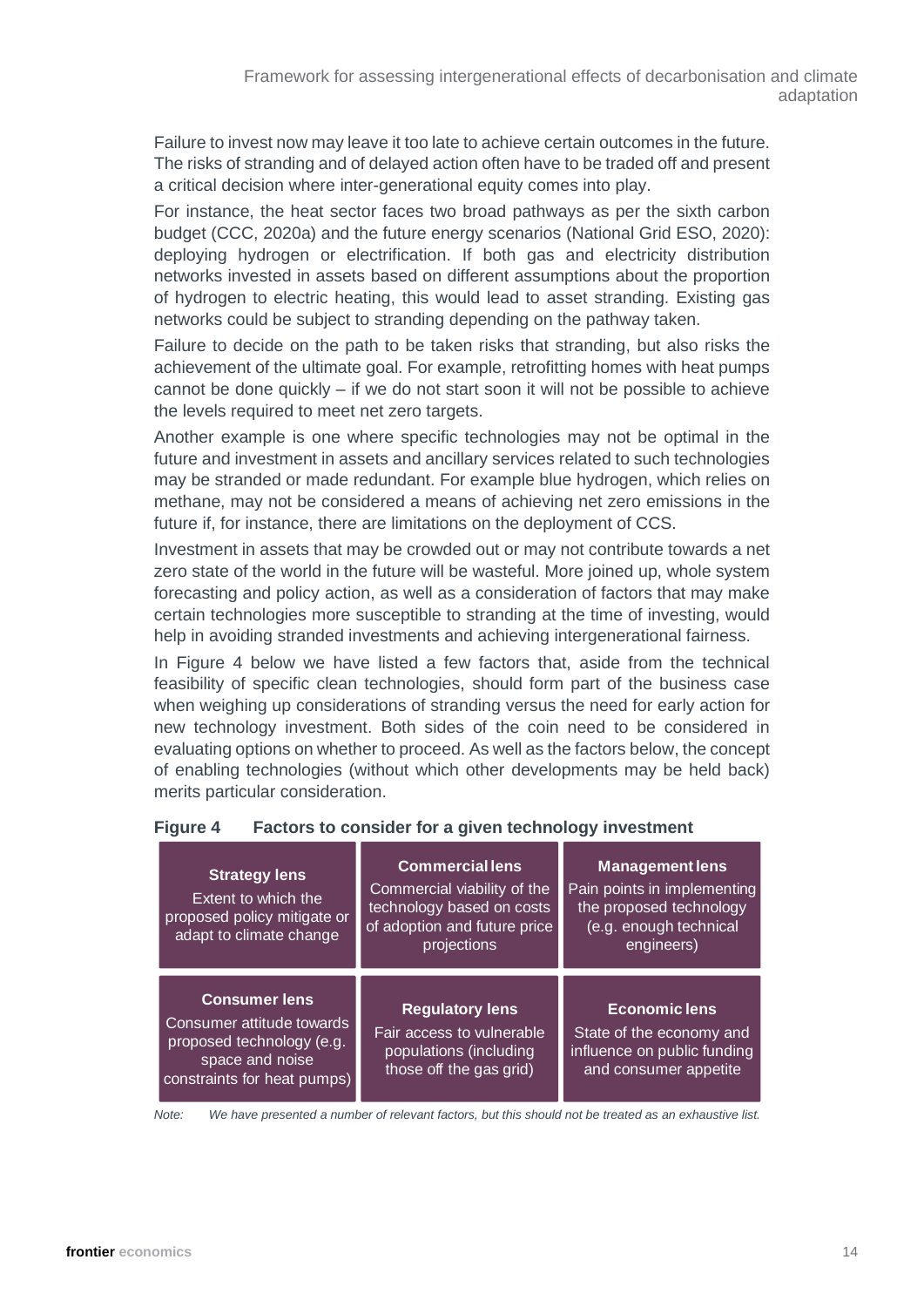Failure to invest now may leave it too late to achieve certain outcomes in the future. The risks of stranding and of delayed action often have to be traded off and present a critical decision where inter-generational equity comes into play.

For instance, the heat sector faces two broad pathways as per the sixth carbon budget (CCC, 2020a) and the future energy scenarios (National Grid ESO, 2020): deploying hydrogen or electrification. If both gas and electricity distribution networks invested in assets based on different assumptions about the proportion of hydrogen to electric heating, this would lead to asset stranding. Existing gas networks could be subject to stranding depending on the pathway taken.

Failure to decide on the path to be taken risks that stranding, but also risks the achievement of the ultimate goal. For example, retrofitting homes with heat pumps cannot be done quickly – if we do not start soon it will not be possible to achieve the levels required to meet net zero targets.

Another example is one where specific technologies may not be optimal in the future and investment in assets and ancillary services related to such technologies may be stranded or made redundant. For example blue hydrogen, which relies on methane, may not be considered a means of achieving net zero emissions in the future if, for instance, there are limitations on the deployment of CCS.

Investment in assets that may be crowded out or may not contribute towards a net zero state of the world in the future will be wasteful. More joined up, whole system forecasting and policy action, as well as a consideration of factors that may make certain technologies more susceptible to stranding at the time of investing, would help in avoiding stranded investments and achieving intergenerational fairness.

In Figure 4 below we have listed a few factors that, aside from the technical feasibility of specific clean technologies, should form part of the business case when weighing up considerations of stranding versus the need for early action for new technology investment. Both sides of the coin need to be considered in evaluating options on whether to proceed. As well as the factors below, the concept of enabling technologies (without which other developments may be held back) merits particular consideration.

**Figure 4 Factors to consider for a given technology investment**

| **Strategy lens**<br>Extent to which the proposed policy mitigate or adapt to climate change | **Commercial lens**<br>Commercial viability of the technology based on costs of adoption and future price projections | **Management lens**<br>Pain points in implementing the proposed technology (e.g. enough technical engineers) |
|---|---|---|
| **Consumer lens**<br>Consumer attitude towards proposed technology (e.g. space and noise constraints for heat pumps) | **Regulatory lens**<br>Fair access to vulnerable populations (including those off the gas grid) | **Economic lens**<br>State of the economy and influence on public funding and consumer appetite |

*Note: We have presented a number of relevant factors, but this should not be treated as an exhaustive list.*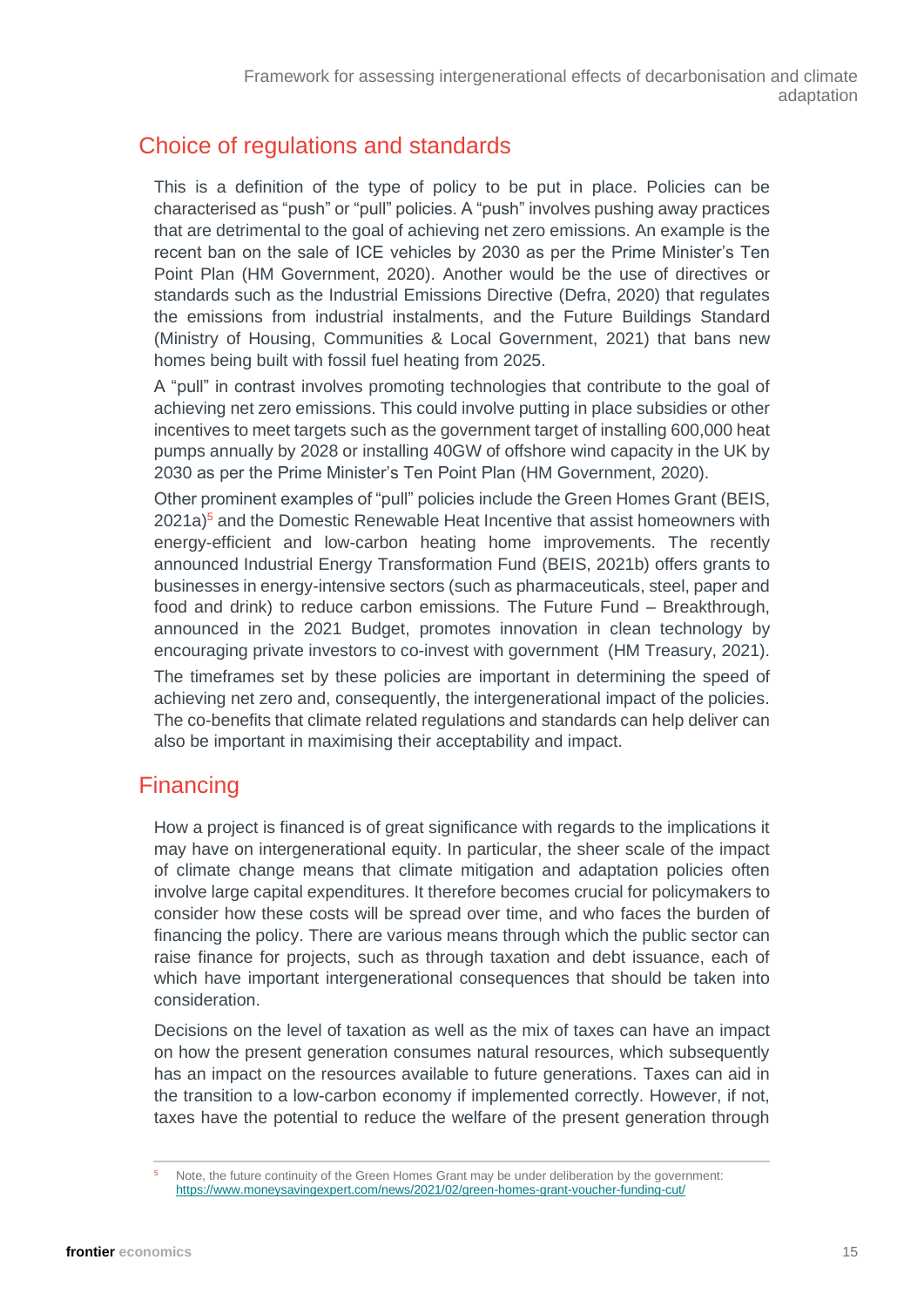## Choice of regulations and standards

This is a definition of the type of policy to be put in place. Policies can be characterised as "push" or "pull" policies. A "push" involves pushing away practices that are detrimental to the goal of achieving net zero emissions. An example is the recent ban on the sale of ICE vehicles by 2030 as per the Prime Minister's Ten Point Plan (HM Government, 2020). Another would be the use of directives or standards such as the Industrial Emissions Directive (Defra, 2020) that regulates the emissions from industrial instalments, and the Future Buildings Standard (Ministry of Housing, Communities & Local Government, 2021) that bans new homes being built with fossil fuel heating from 2025.

A "pull" in contrast involves promoting technologies that contribute to the goal of achieving net zero emissions. This could involve putting in place subsidies or other incentives to meet targets such as the government target of installing 600,000 heat pumps annually by 2028 or installing 40GW of offshore wind capacity in the UK by 2030 as per the Prime Minister's Ten Point Plan (HM Government, 2020).

Other prominent examples of "pull" policies include the Green Homes Grant (BEIS, 2021a)[5] and the Domestic Renewable Heat Incentive that assist homeowners with energy-efficient and low-carbon heating home improvements. The recently announced Industrial Energy Transformation Fund (BEIS, 2021b) offers grants to businesses in energy-intensive sectors (such as pharmaceuticals, steel, paper and food and drink) to reduce carbon emissions. The Future Fund – Breakthrough, announced in the 2021 Budget, promotes innovation in clean technology by encouraging private investors to co-invest with government (HM Treasury, 2021).

The timeframes set by these policies are important in determining the speed of achieving net zero and, consequently, the intergenerational impact of the policies. The co-benefits that climate related regulations and standards can help deliver can also be important in maximising their acceptability and impact.

## Financing

How a project is financed is of great significance with regards to the implications it may have on intergenerational equity. In particular, the sheer scale of the impact of climate change means that climate mitigation and adaptation policies often involve large capital expenditures. It therefore becomes crucial for policymakers to consider how these costs will be spread over time, and who faces the burden of financing the policy. There are various means through which the public sector can raise finance for projects, such as through taxation and debt issuance, each of which have important intergenerational consequences that should be taken into consideration.

Decisions on the level of taxation as well as the mix of taxes can have an impact on how the present generation consumes natural resources, which subsequently has an impact on the resources available to future generations. Taxes can aid in the transition to a low-carbon economy if implemented correctly. However, if not, taxes have the potential to reduce the welfare of the present generation through

[5] Note, the future continuity of the Green Homes Grant may be under deliberation by the government: https://www.moneysavingexpert.com/news/2021/02/green-homes-grant-voucher-funding-cut/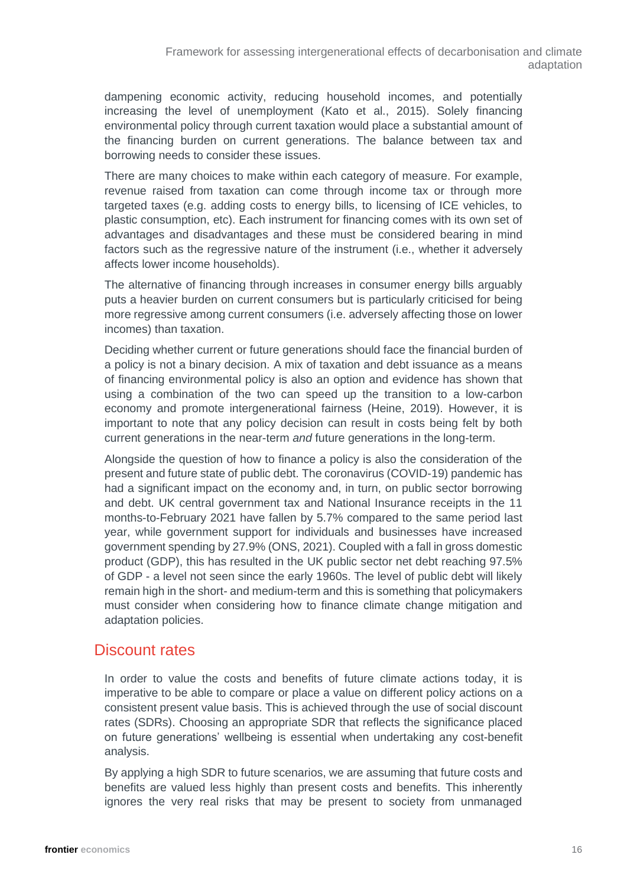dampening economic activity, reducing household incomes, and potentially increasing the level of unemployment (Kato et al., 2015). Solely financing environmental policy through current taxation would place a substantial amount of the financing burden on current generations. The balance between tax and borrowing needs to consider these issues.

There are many choices to make within each category of measure. For example, revenue raised from taxation can come through income tax or through more targeted taxes (e.g. adding costs to energy bills, to licensing of ICE vehicles, to plastic consumption, etc). Each instrument for financing comes with its own set of advantages and disadvantages and these must be considered bearing in mind factors such as the regressive nature of the instrument (i.e., whether it adversely affects lower income households).

The alternative of financing through increases in consumer energy bills arguably puts a heavier burden on current consumers but is particularly criticised for being more regressive among current consumers (i.e. adversely affecting those on lower incomes) than taxation.

Deciding whether current or future generations should face the financial burden of a policy is not a binary decision. A mix of taxation and debt issuance as a means of financing environmental policy is also an option and evidence has shown that using a combination of the two can speed up the transition to a low-carbon economy and promote intergenerational fairness (Heine, 2019). However, it is important to note that any policy decision can result in costs being felt by both current generations in the near-term *and* future generations in the long-term.

Alongside the question of how to finance a policy is also the consideration of the present and future state of public debt. The coronavirus (COVID-19) pandemic has had a significant impact on the economy and, in turn, on public sector borrowing and debt. UK central government tax and National Insurance receipts in the 11 months-to-February 2021 have fallen by 5.7% compared to the same period last year, while government support for individuals and businesses have increased government spending by 27.9% (ONS, 2021). Coupled with a fall in gross domestic product (GDP), this has resulted in the UK public sector net debt reaching 97.5% of GDP - a level not seen since the early 1960s. The level of public debt will likely remain high in the short- and medium-term and this is something that policymakers must consider when considering how to finance climate change mitigation and adaptation policies.

## Discount rates

In order to value the costs and benefits of future climate actions today, it is imperative to be able to compare or place a value on different policy actions on a consistent present value basis. This is achieved through the use of social discount rates (SDRs). Choosing an appropriate SDR that reflects the significance placed on future generations' wellbeing is essential when undertaking any cost-benefit analysis.

By applying a high SDR to future scenarios, we are assuming that future costs and benefits are valued less highly than present costs and benefits. This inherently ignores the very real risks that may be present to society from unmanaged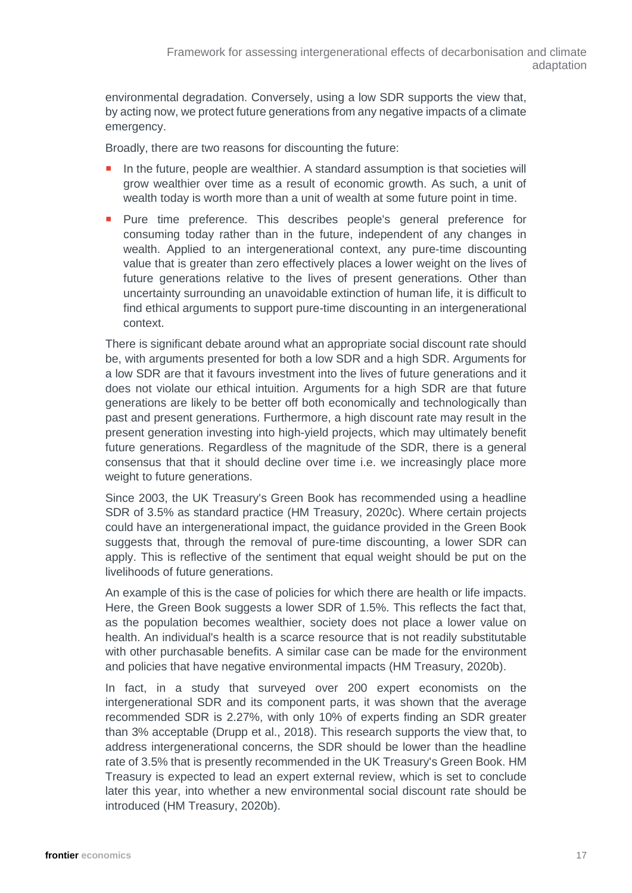environmental degradation. Conversely, using a low SDR supports the view that, by acting now, we protect future generations from any negative impacts of a climate emergency.

Broadly, there are two reasons for discounting the future:

- In the future, people are wealthier. A standard assumption is that societies will grow wealthier over time as a result of economic growth. As such, a unit of wealth today is worth more than a unit of wealth at some future point in time.
- Pure time preference. This describes people's general preference for consuming today rather than in the future, independent of any changes in wealth. Applied to an intergenerational context, any pure-time discounting value that is greater than zero effectively places a lower weight on the lives of future generations relative to the lives of present generations. Other than uncertainty surrounding an unavoidable extinction of human life, it is difficult to find ethical arguments to support pure-time discounting in an intergenerational context.

There is significant debate around what an appropriate social discount rate should be, with arguments presented for both a low SDR and a high SDR. Arguments for a low SDR are that it favours investment into the lives of future generations and it does not violate our ethical intuition. Arguments for a high SDR are that future generations are likely to be better off both economically and technologically than past and present generations. Furthermore, a high discount rate may result in the present generation investing into high-yield projects, which may ultimately benefit future generations. Regardless of the magnitude of the SDR, there is a general consensus that that it should decline over time i.e. we increasingly place more weight to future generations.

Since 2003, the UK Treasury's Green Book has recommended using a headline SDR of 3.5% as standard practice (HM Treasury, 2020c). Where certain projects could have an intergenerational impact, the guidance provided in the Green Book suggests that, through the removal of pure-time discounting, a lower SDR can apply. This is reflective of the sentiment that equal weight should be put on the livelihoods of future generations.

An example of this is the case of policies for which there are health or life impacts. Here, the Green Book suggests a lower SDR of 1.5%. This reflects the fact that, as the population becomes wealthier, society does not place a lower value on health. An individual's health is a scarce resource that is not readily substitutable with other purchasable benefits. A similar case can be made for the environment and policies that have negative environmental impacts (HM Treasury, 2020b).

In fact, in a study that surveyed over 200 expert economists on the intergenerational SDR and its component parts, it was shown that the average recommended SDR is 2.27%, with only 10% of experts finding an SDR greater than 3% acceptable (Drupp et al., 2018). This research supports the view that, to address intergenerational concerns, the SDR should be lower than the headline rate of 3.5% that is presently recommended in the UK Treasury's Green Book. HM Treasury is expected to lead an expert external review, which is set to conclude later this year, into whether a new environmental social discount rate should be introduced (HM Treasury, 2020b).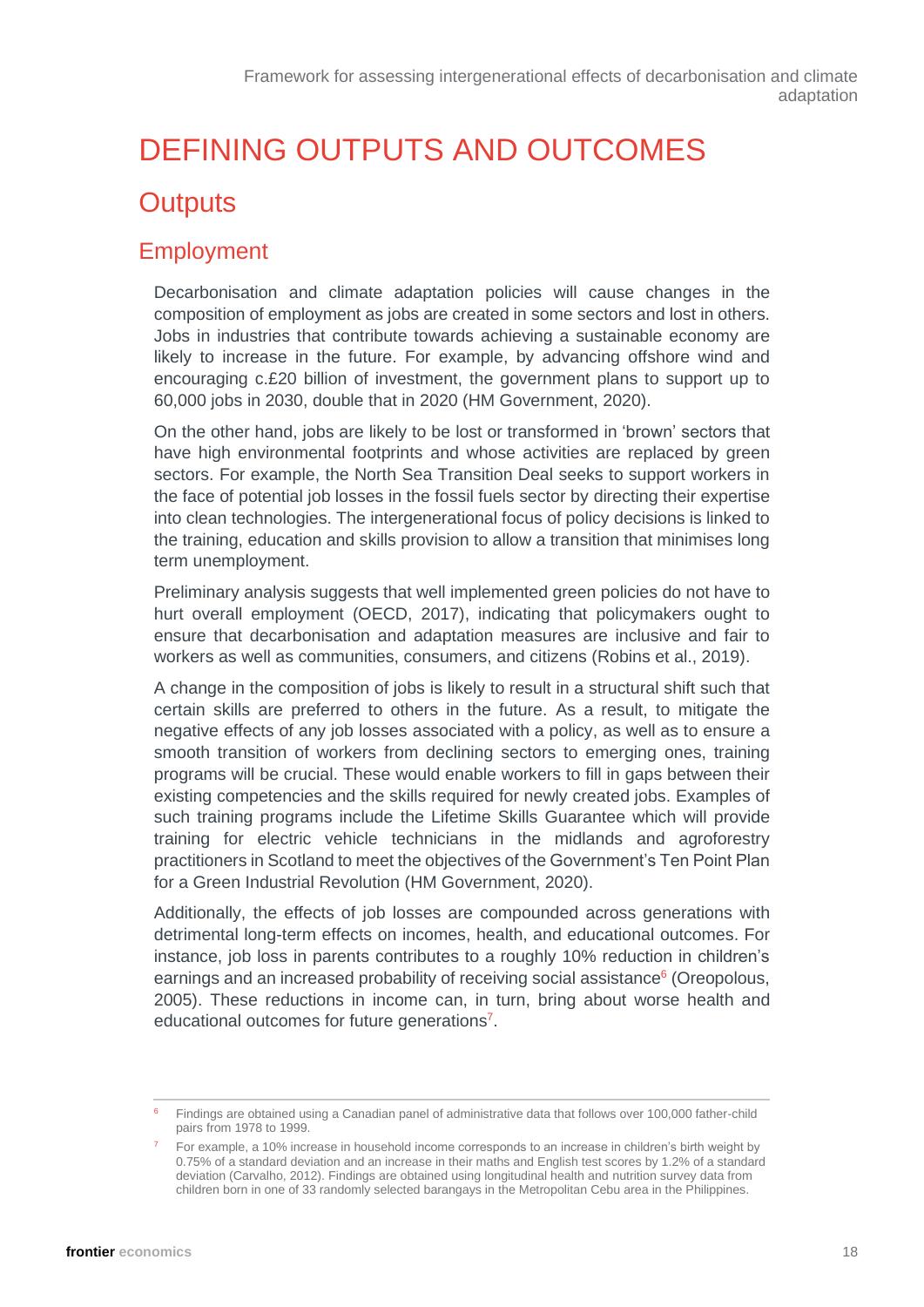# DEFINING OUTPUTS AND OUTCOMES

## Outputs

### Employment

Decarbonisation and climate adaptation policies will cause changes in the composition of employment as jobs are created in some sectors and lost in others. Jobs in industries that contribute towards achieving a sustainable economy are likely to increase in the future. For example, by advancing offshore wind and encouraging c.£20 billion of investment, the government plans to support up to 60,000 jobs in 2030, double that in 2020 (HM Government, 2020).

On the other hand, jobs are likely to be lost or transformed in 'brown' sectors that have high environmental footprints and whose activities are replaced by green sectors. For example, the North Sea Transition Deal seeks to support workers in the face of potential job losses in the fossil fuels sector by directing their expertise into clean technologies. The intergenerational focus of policy decisions is linked to the training, education and skills provision to allow a transition that minimises long term unemployment.

Preliminary analysis suggests that well implemented green policies do not have to hurt overall employment (OECD, 2017), indicating that policymakers ought to ensure that decarbonisation and adaptation measures are inclusive and fair to workers as well as communities, consumers, and citizens (Robins et al., 2019).

A change in the composition of jobs is likely to result in a structural shift such that certain skills are preferred to others in the future. As a result, to mitigate the negative effects of any job losses associated with a policy, as well as to ensure a smooth transition of workers from declining sectors to emerging ones, training programs will be crucial. These would enable workers to fill in gaps between their existing competencies and the skills required for newly created jobs. Examples of such training programs include the Lifetime Skills Guarantee which will provide training for electric vehicle technicians in the midlands and agroforestry practitioners in Scotland to meet the objectives of the Government's Ten Point Plan for a Green Industrial Revolution (HM Government, 2020).

Additionally, the effects of job losses are compounded across generations with detrimental long-term effects on incomes, health, and educational outcomes. For instance, job loss in parents contributes to a roughly 10% reduction in children's earnings and an increased probability of receiving social assistance[6] (Oreopolous, 2005). These reductions in income can, in turn, bring about worse health and educational outcomes for future generations[7].

---

[6] Findings are obtained using a Canadian panel of administrative data that follows over 100,000 father-child pairs from 1978 to 1999.

[7] For example, a 10% increase in household income corresponds to an increase in children's birth weight by 0.75% of a standard deviation and an increase in their maths and English test scores by 1.2% of a standard deviation (Carvalho, 2012). Findings are obtained using longitudinal health and nutrition survey data from children born in one of 33 randomly selected barangays in the Metropolitan Cebu area in the Philippines.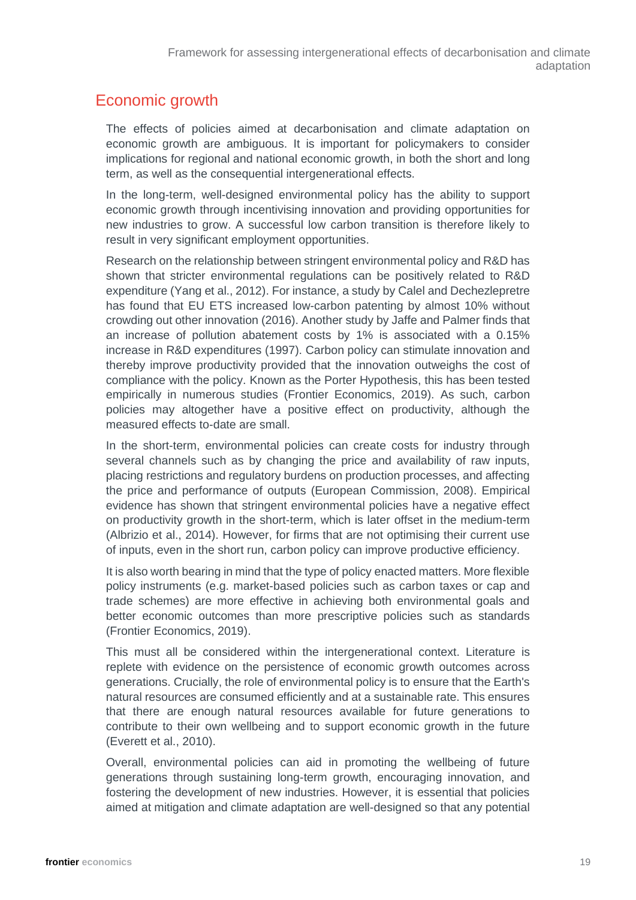## Economic growth

The effects of policies aimed at decarbonisation and climate adaptation on economic growth are ambiguous. It is important for policymakers to consider implications for regional and national economic growth, in both the short and long term, as well as the consequential intergenerational effects.

In the long-term, well-designed environmental policy has the ability to support economic growth through incentivising innovation and providing opportunities for new industries to grow. A successful low carbon transition is therefore likely to result in very significant employment opportunities.

Research on the relationship between stringent environmental policy and R&D has shown that stricter environmental regulations can be positively related to R&D expenditure (Yang et al., 2012). For instance, a study by Calel and Dechezlepretre has found that EU ETS increased low-carbon patenting by almost 10% without crowding out other innovation (2016). Another study by Jaffe and Palmer finds that an increase of pollution abatement costs by 1% is associated with a 0.15% increase in R&D expenditures (1997). Carbon policy can stimulate innovation and thereby improve productivity provided that the innovation outweighs the cost of compliance with the policy. Known as the Porter Hypothesis, this has been tested empirically in numerous studies (Frontier Economics, 2019). As such, carbon policies may altogether have a positive effect on productivity, although the measured effects to-date are small.

In the short-term, environmental policies can create costs for industry through several channels such as by changing the price and availability of raw inputs, placing restrictions and regulatory burdens on production processes, and affecting the price and performance of outputs (European Commission, 2008). Empirical evidence has shown that stringent environmental policies have a negative effect on productivity growth in the short-term, which is later offset in the medium-term (Albrizio et al., 2014). However, for firms that are not optimising their current use of inputs, even in the short run, carbon policy can improve productive efficiency.

It is also worth bearing in mind that the type of policy enacted matters. More flexible policy instruments (e.g. market-based policies such as carbon taxes or cap and trade schemes) are more effective in achieving both environmental goals and better economic outcomes than more prescriptive policies such as standards (Frontier Economics, 2019).

This must all be considered within the intergenerational context. Literature is replete with evidence on the persistence of economic growth outcomes across generations. Crucially, the role of environmental policy is to ensure that the Earth's natural resources are consumed efficiently and at a sustainable rate. This ensures that there are enough natural resources available for future generations to contribute to their own wellbeing and to support economic growth in the future (Everett et al., 2010).

Overall, environmental policies can aid in promoting the wellbeing of future generations through sustaining long-term growth, encouraging innovation, and fostering the development of new industries. However, it is essential that policies aimed at mitigation and climate adaptation are well-designed so that any potential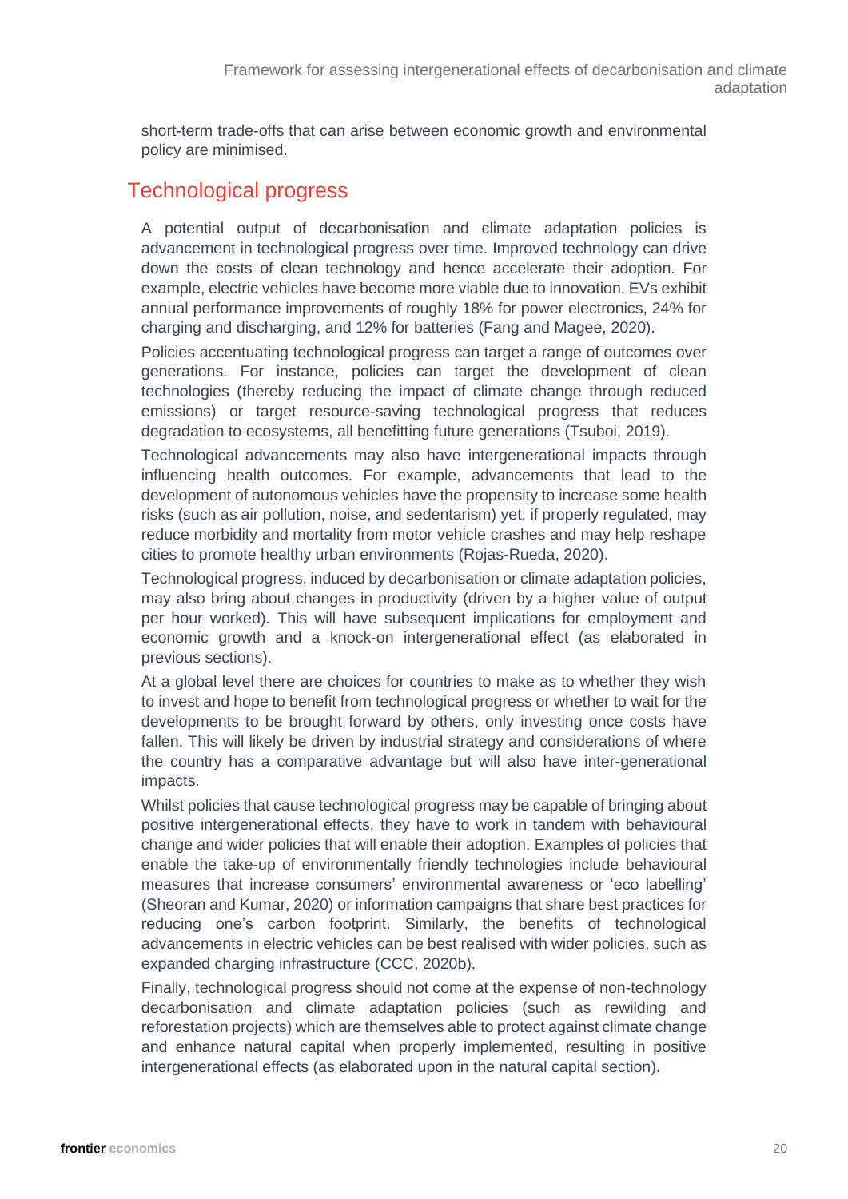short-term trade-offs that can arise between economic growth and environmental policy are minimised.

## Technological progress

A potential output of decarbonisation and climate adaptation policies is advancement in technological progress over time. Improved technology can drive down the costs of clean technology and hence accelerate their adoption. For example, electric vehicles have become more viable due to innovation. EVs exhibit annual performance improvements of roughly 18% for power electronics, 24% for charging and discharging, and 12% for batteries (Fang and Magee, 2020).

Policies accentuating technological progress can target a range of outcomes over generations. For instance, policies can target the development of clean technologies (thereby reducing the impact of climate change through reduced emissions) or target resource-saving technological progress that reduces degradation to ecosystems, all benefitting future generations (Tsuboi, 2019).

Technological advancements may also have intergenerational impacts through influencing health outcomes. For example, advancements that lead to the development of autonomous vehicles have the propensity to increase some health risks (such as air pollution, noise, and sedentarism) yet, if properly regulated, may reduce morbidity and mortality from motor vehicle crashes and may help reshape cities to promote healthy urban environments (Rojas-Rueda, 2020).

Technological progress, induced by decarbonisation or climate adaptation policies, may also bring about changes in productivity (driven by a higher value of output per hour worked). This will have subsequent implications for employment and economic growth and a knock-on intergenerational effect (as elaborated in previous sections).

At a global level there are choices for countries to make as to whether they wish to invest and hope to benefit from technological progress or whether to wait for the developments to be brought forward by others, only investing once costs have fallen. This will likely be driven by industrial strategy and considerations of where the country has a comparative advantage but will also have inter-generational impacts.

Whilst policies that cause technological progress may be capable of bringing about positive intergenerational effects, they have to work in tandem with behavioural change and wider policies that will enable their adoption. Examples of policies that enable the take-up of environmentally friendly technologies include behavioural measures that increase consumers' environmental awareness or 'eco labelling' (Sheoran and Kumar, 2020) or information campaigns that share best practices for reducing one's carbon footprint. Similarly, the benefits of technological advancements in electric vehicles can be best realised with wider policies, such as expanded charging infrastructure (CCC, 2020b).

Finally, technological progress should not come at the expense of non-technology decarbonisation and climate adaptation policies (such as rewilding and reforestation projects) which are themselves able to protect against climate change and enhance natural capital when properly implemented, resulting in positive intergenerational effects (as elaborated upon in the natural capital section).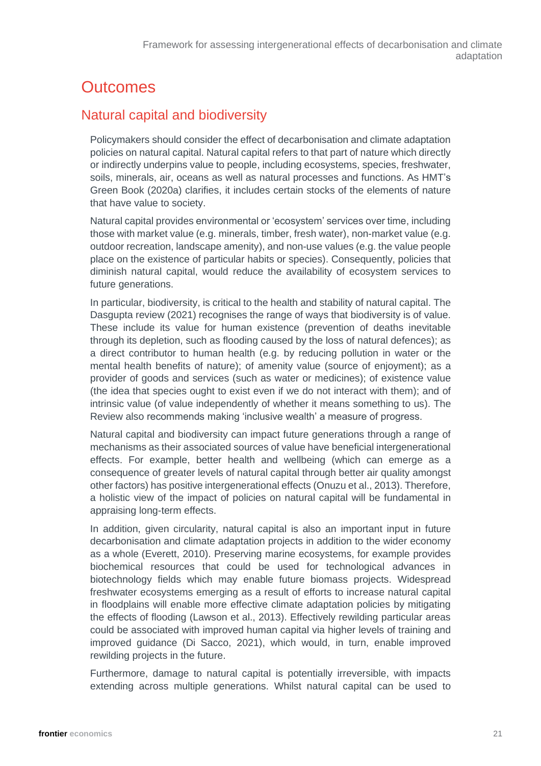# Outcomes

## Natural capital and biodiversity

Policymakers should consider the effect of decarbonisation and climate adaptation policies on natural capital. Natural capital refers to that part of nature which directly or indirectly underpins value to people, including ecosystems, species, freshwater, soils, minerals, air, oceans as well as natural processes and functions. As HMT's Green Book (2020a) clarifies, it includes certain stocks of the elements of nature that have value to society.

Natural capital provides environmental or 'ecosystem' services over time, including those with market value (e.g. minerals, timber, fresh water), non-market value (e.g. outdoor recreation, landscape amenity), and non-use values (e.g. the value people place on the existence of particular habits or species). Consequently, policies that diminish natural capital, would reduce the availability of ecosystem services to future generations.

In particular, biodiversity, is critical to the health and stability of natural capital. The Dasgupta review (2021) recognises the range of ways that biodiversity is of value. These include its value for human existence (prevention of deaths inevitable through its depletion, such as flooding caused by the loss of natural defences); as a direct contributor to human health (e.g. by reducing pollution in water or the mental health benefits of nature); of amenity value (source of enjoyment); as a provider of goods and services (such as water or medicines); of existence value (the idea that species ought to exist even if we do not interact with them); and of intrinsic value (of value independently of whether it means something to us). The Review also recommends making 'inclusive wealth' a measure of progress.

Natural capital and biodiversity can impact future generations through a range of mechanisms as their associated sources of value have beneficial intergenerational effects. For example, better health and wellbeing (which can emerge as a consequence of greater levels of natural capital through better air quality amongst other factors) has positive intergenerational effects (Onuzu et al., 2013). Therefore, a holistic view of the impact of policies on natural capital will be fundamental in appraising long-term effects.

In addition, given circularity, natural capital is also an important input in future decarbonisation and climate adaptation projects in addition to the wider economy as a whole (Everett, 2010). Preserving marine ecosystems, for example provides biochemical resources that could be used for technological advances in biotechnology fields which may enable future biomass projects. Widespread freshwater ecosystems emerging as a result of efforts to increase natural capital in floodplains will enable more effective climate adaptation policies by mitigating the effects of flooding (Lawson et al., 2013). Effectively rewilding particular areas could be associated with improved human capital via higher levels of training and improved guidance (Di Sacco, 2021), which would, in turn, enable improved rewilding projects in the future.

Furthermore, damage to natural capital is potentially irreversible, with impacts extending across multiple generations. Whilst natural capital can be used to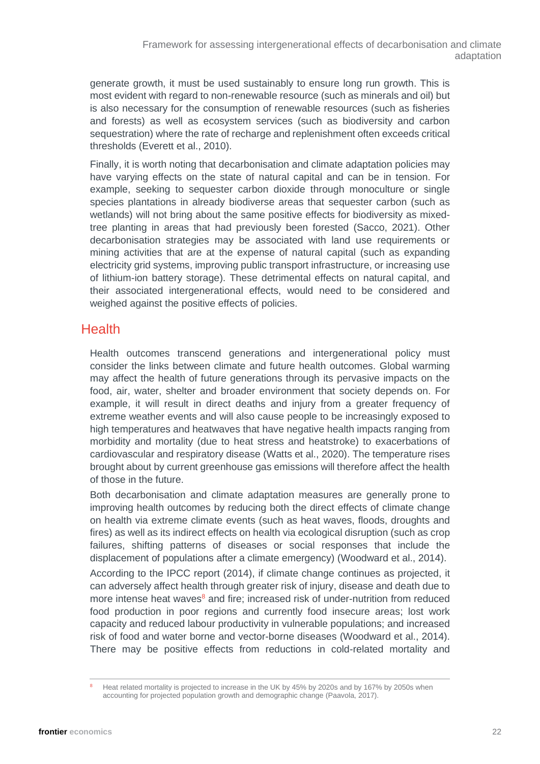generate growth, it must be used sustainably to ensure long run growth. This is most evident with regard to non-renewable resource (such as minerals and oil) but is also necessary for the consumption of renewable resources (such as fisheries and forests) as well as ecosystem services (such as biodiversity and carbon sequestration) where the rate of recharge and replenishment often exceeds critical thresholds (Everett et al., 2010).

Finally, it is worth noting that decarbonisation and climate adaptation policies may have varying effects on the state of natural capital and can be in tension. For example, seeking to sequester carbon dioxide through monoculture or single species plantations in already biodiverse areas that sequester carbon (such as wetlands) will not bring about the same positive effects for biodiversity as mixed-tree planting in areas that had previously been forested (Sacco, 2021). Other decarbonisation strategies may be associated with land use requirements or mining activities that are at the expense of natural capital (such as expanding electricity grid systems, improving public transport infrastructure, or increasing use of lithium-ion battery storage). These detrimental effects on natural capital, and their associated intergenerational effects, would need to be considered and weighed against the positive effects of policies.

## Health

Health outcomes transcend generations and intergenerational policy must consider the links between climate and future health outcomes. Global warming may affect the health of future generations through its pervasive impacts on the food, air, water, shelter and broader environment that society depends on. For example, it will result in direct deaths and injury from a greater frequency of extreme weather events and will also cause people to be increasingly exposed to high temperatures and heatwaves that have negative health impacts ranging from morbidity and mortality (due to heat stress and heatstroke) to exacerbations of cardiovascular and respiratory disease (Watts et al., 2020). The temperature rises brought about by current greenhouse gas emissions will therefore affect the health of those in the future.

Both decarbonisation and climate adaptation measures are generally prone to improving health outcomes by reducing both the direct effects of climate change on health via extreme climate events (such as heat waves, floods, droughts and fires) as well as its indirect effects on health via ecological disruption (such as crop failures, shifting patterns of diseases or social responses that include the displacement of populations after a climate emergency) (Woodward et al., 2014).

According to the IPCC report (2014), if climate change continues as projected, it can adversely affect health through greater risk of injury, disease and death due to more intense heat waves[8] and fire; increased risk of under-nutrition from reduced food production in poor regions and currently food insecure areas; lost work capacity and reduced labour productivity in vulnerable populations; and increased risk of food and water borne and vector-borne diseases (Woodward et al., 2014). There may be positive effects from reductions in cold-related mortality and

---

[8] Heat related mortality is projected to increase in the UK by 45% by 2020s and by 167% by 2050s when accounting for projected population growth and demographic change (Paavola, 2017).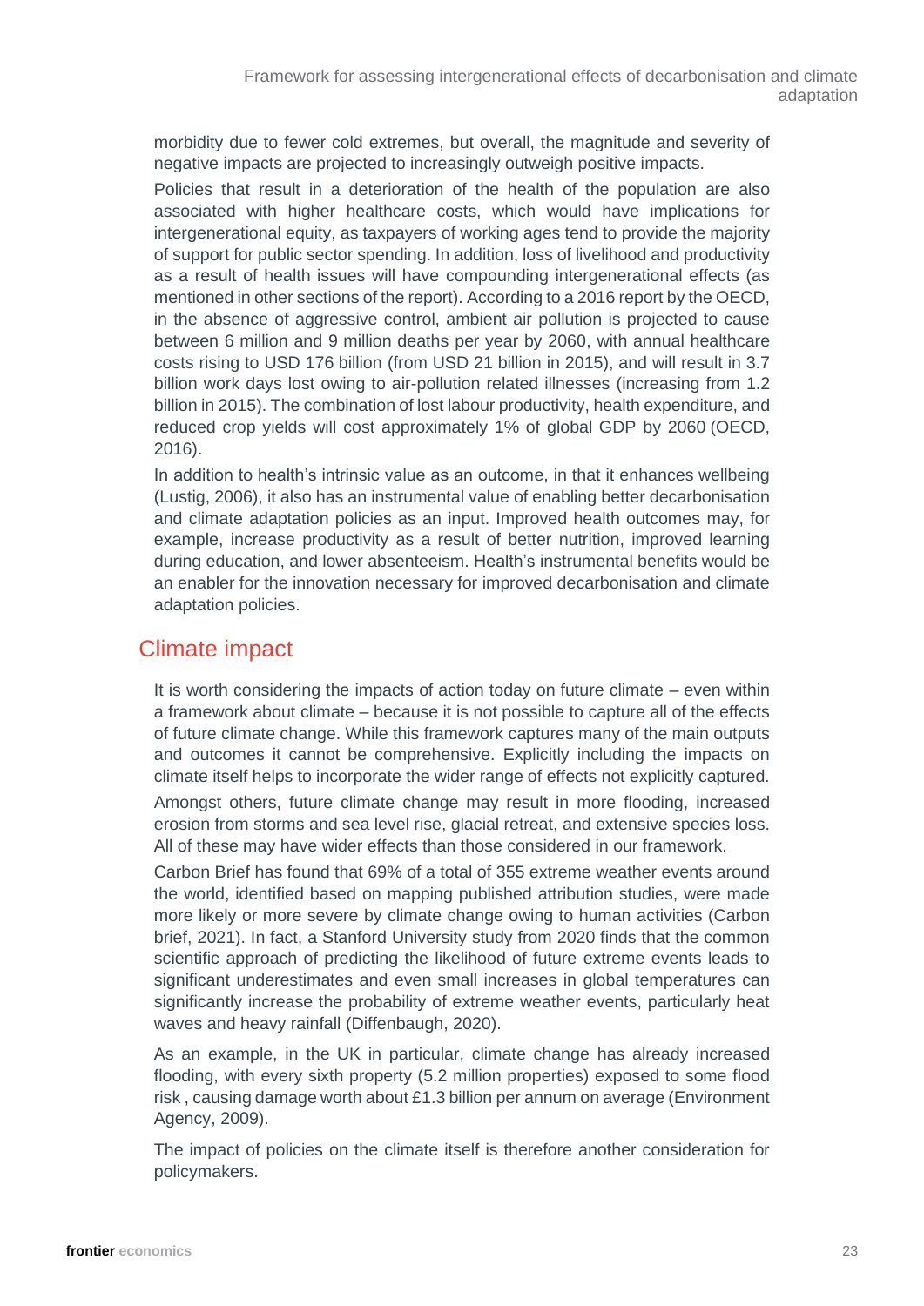morbidity due to fewer cold extremes, but overall, the magnitude and severity of negative impacts are projected to increasingly outweigh positive impacts.

Policies that result in a deterioration of the health of the population are also associated with higher healthcare costs, which would have implications for intergenerational equity, as taxpayers of working ages tend to provide the majority of support for public sector spending. In addition, loss of livelihood and productivity as a result of health issues will have compounding intergenerational effects (as mentioned in other sections of the report). According to a 2016 report by the OECD, in the absence of aggressive control, ambient air pollution is projected to cause between 6 million and 9 million deaths per year by 2060, with annual healthcare costs rising to USD 176 billion (from USD 21 billion in 2015), and will result in 3.7 billion work days lost owing to air-pollution related illnesses (increasing from 1.2 billion in 2015). The combination of lost labour productivity, health expenditure, and reduced crop yields will cost approximately 1% of global GDP by 2060 (OECD, 2016).

In addition to health's intrinsic value as an outcome, in that it enhances wellbeing (Lustig, 2006), it also has an instrumental value of enabling better decarbonisation and climate adaptation policies as an input. Improved health outcomes may, for example, increase productivity as a result of better nutrition, improved learning during education, and lower absenteeism. Health's instrumental benefits would be an enabler for the innovation necessary for improved decarbonisation and climate adaptation policies.

## Climate impact

It is worth considering the impacts of action today on future climate – even within a framework about climate – because it is not possible to capture all of the effects of future climate change. While this framework captures many of the main outputs and outcomes it cannot be comprehensive. Explicitly including the impacts on climate itself helps to incorporate the wider range of effects not explicitly captured.

Amongst others, future climate change may result in more flooding, increased erosion from storms and sea level rise, glacial retreat, and extensive species loss. All of these may have wider effects than those considered in our framework.

Carbon Brief has found that 69% of a total of 355 extreme weather events around the world, identified based on mapping published attribution studies, were made more likely or more severe by climate change owing to human activities (Carbon brief, 2021). In fact, a Stanford University study from 2020 finds that the common scientific approach of predicting the likelihood of future extreme events leads to significant underestimates and even small increases in global temperatures can significantly increase the probability of extreme weather events, particularly heat waves and heavy rainfall (Diffenbaugh, 2020).

As an example, in the UK in particular, climate change has already increased flooding, with every sixth property (5.2 million properties) exposed to some flood risk , causing damage worth about £1.3 billion per annum on average (Environment Agency, 2009).

The impact of policies on the climate itself is therefore another consideration for policymakers.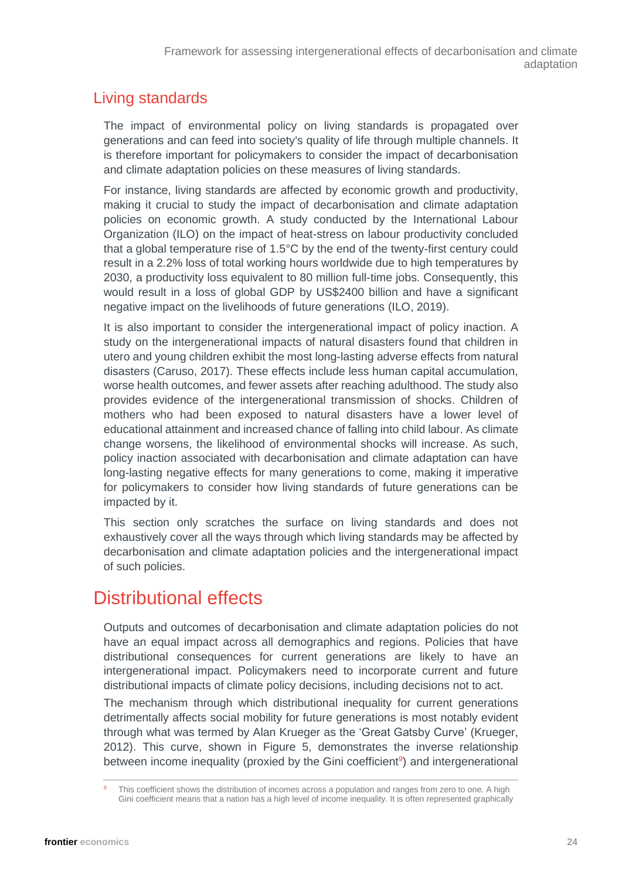## Living standards

The impact of environmental policy on living standards is propagated over generations and can feed into society's quality of life through multiple channels. It is therefore important for policymakers to consider the impact of decarbonisation and climate adaptation policies on these measures of living standards.

For instance, living standards are affected by economic growth and productivity, making it crucial to study the impact of decarbonisation and climate adaptation policies on economic growth. A study conducted by the International Labour Organization (ILO) on the impact of heat-stress on labour productivity concluded that a global temperature rise of 1.5°C by the end of the twenty-first century could result in a 2.2% loss of total working hours worldwide due to high temperatures by 2030, a productivity loss equivalent to 80 million full-time jobs. Consequently, this would result in a loss of global GDP by US$2400 billion and have a significant negative impact on the livelihoods of future generations (ILO, 2019).

It is also important to consider the intergenerational impact of policy inaction. A study on the intergenerational impacts of natural disasters found that children in utero and young children exhibit the most long-lasting adverse effects from natural disasters (Caruso, 2017). These effects include less human capital accumulation, worse health outcomes, and fewer assets after reaching adulthood. The study also provides evidence of the intergenerational transmission of shocks. Children of mothers who had been exposed to natural disasters have a lower level of educational attainment and increased chance of falling into child labour. As climate change worsens, the likelihood of environmental shocks will increase. As such, policy inaction associated with decarbonisation and climate adaptation can have long-lasting negative effects for many generations to come, making it imperative for policymakers to consider how living standards of future generations can be impacted by it.

This section only scratches the surface on living standards and does not exhaustively cover all the ways through which living standards may be affected by decarbonisation and climate adaptation policies and the intergenerational impact of such policies.

# Distributional effects

Outputs and outcomes of decarbonisation and climate adaptation policies do not have an equal impact across all demographics and regions. Policies that have distributional consequences for current generations are likely to have an intergenerational impact. Policymakers need to incorporate current and future distributional impacts of climate policy decisions, including decisions not to act.

The mechanism through which distributional inequality for current generations detrimentally affects social mobility for future generations is most notably evident through what was termed by Alan Krueger as the 'Great Gatsby Curve' (Krueger, 2012). This curve, shown in Figure 5, demonstrates the inverse relationship between income inequality (proxied by the Gini coefficient[9]) and intergenerational

[9] This coefficient shows the distribution of incomes across a population and ranges from zero to one. A high Gini coefficient means that a nation has a high level of income inequality. It is often represented graphically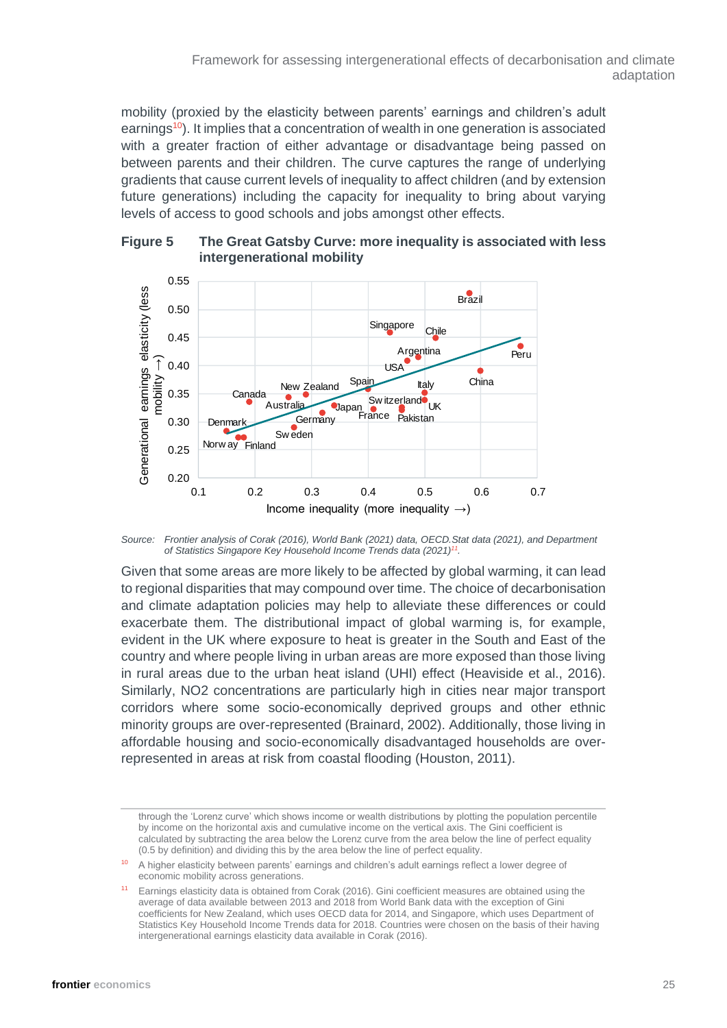mobility (proxied by the elasticity between parents' earnings and children's adult earnings[10]). It implies that a concentration of wealth in one generation is associated with a greater fraction of either advantage or disadvantage being passed on between parents and their children. The curve captures the range of underlying gradients that cause current levels of inequality to affect children (and by extension future generations) including the capacity for inequality to bring about varying levels of access to good schools and jobs amongst other effects.

**Figure 5 The Great Gatsby Curve: more inequality is associated with less intergenerational mobility**

*Source: Frontier analysis of Corak (2016), World Bank (2021) data, OECD.Stat data (2021), and Department of Statistics Singapore Key Household Income Trends data (2021)[11].*

Given that some areas are more likely to be affected by global warming, it can lead to regional disparities that may compound over time. The choice of decarbonisation and climate adaptation policies may help to alleviate these differences or could exacerbate them. The distributional impact of global warming is, for example, evident in the UK where exposure to heat is greater in the South and East of the country and where people living in urban areas are more exposed than those living in rural areas due to the urban heat island (UHI) effect (Heaviside et al., 2016). Similarly, NO2 concentrations are particularly high in cities near major transport corridors where some socio-economically deprived groups and other ethnic minority groups are over-represented (Brainard, 2002). Additionally, those living in affordable housing and socio-economically disadvantaged households are over-represented in areas at risk from coastal flooding (Houston, 2011).

---

through the 'Lorenz curve' which shows income or wealth distributions by plotting the population percentile by income on the horizontal axis and cumulative income on the vertical axis. The Gini coefficient is calculated by subtracting the area below the Lorenz curve from the area below the line of perfect equality (0.5 by definition) and dividing this by the area below the line of perfect equality.

[10] A higher elasticity between parents' earnings and children's adult earnings reflect a lower degree of economic mobility across generations.

[11] Earnings elasticity data is obtained from Corak (2016). Gini coefficient measures are obtained using the average of data available between 2013 and 2018 from World Bank data with the exception of Gini coefficients for New Zealand, which uses OECD data for 2014, and Singapore, which uses Department of Statistics Key Household Income Trends data for 2018. Countries were chosen on the basis of their having intergenerational earnings elasticity data available in Corak (2016).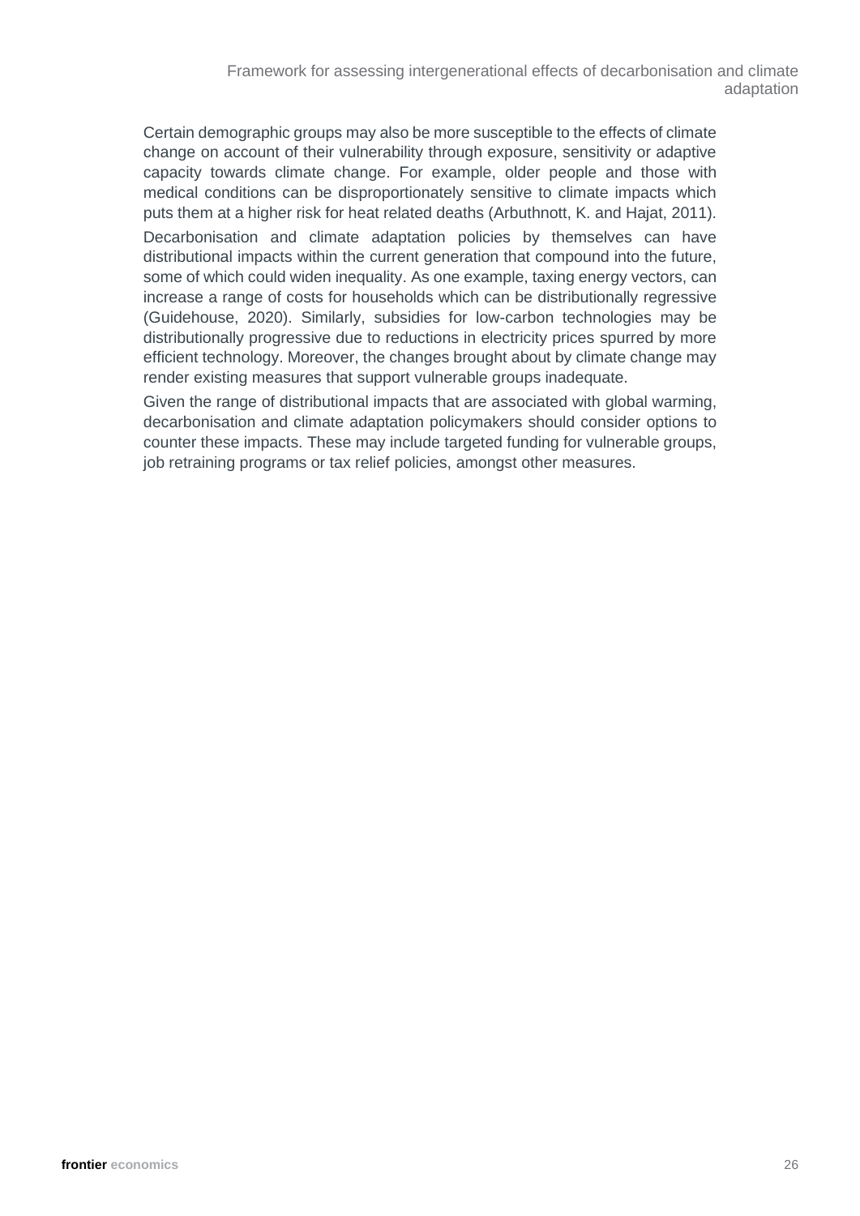Certain demographic groups may also be more susceptible to the effects of climate change on account of their vulnerability through exposure, sensitivity or adaptive capacity towards climate change. For example, older people and those with medical conditions can be disproportionately sensitive to climate impacts which puts them at a higher risk for heat related deaths (Arbuthnott, K. and Hajat, 2011).

Decarbonisation and climate adaptation policies by themselves can have distributional impacts within the current generation that compound into the future, some of which could widen inequality. As one example, taxing energy vectors, can increase a range of costs for households which can be distributionally regressive (Guidehouse, 2020). Similarly, subsidies for low-carbon technologies may be distributionally progressive due to reductions in electricity prices spurred by more efficient technology. Moreover, the changes brought about by climate change may render existing measures that support vulnerable groups inadequate.

Given the range of distributional impacts that are associated with global warming, decarbonisation and climate adaptation policymakers should consider options to counter these impacts. These may include targeted funding for vulnerable groups, job retraining programs or tax relief policies, amongst other measures.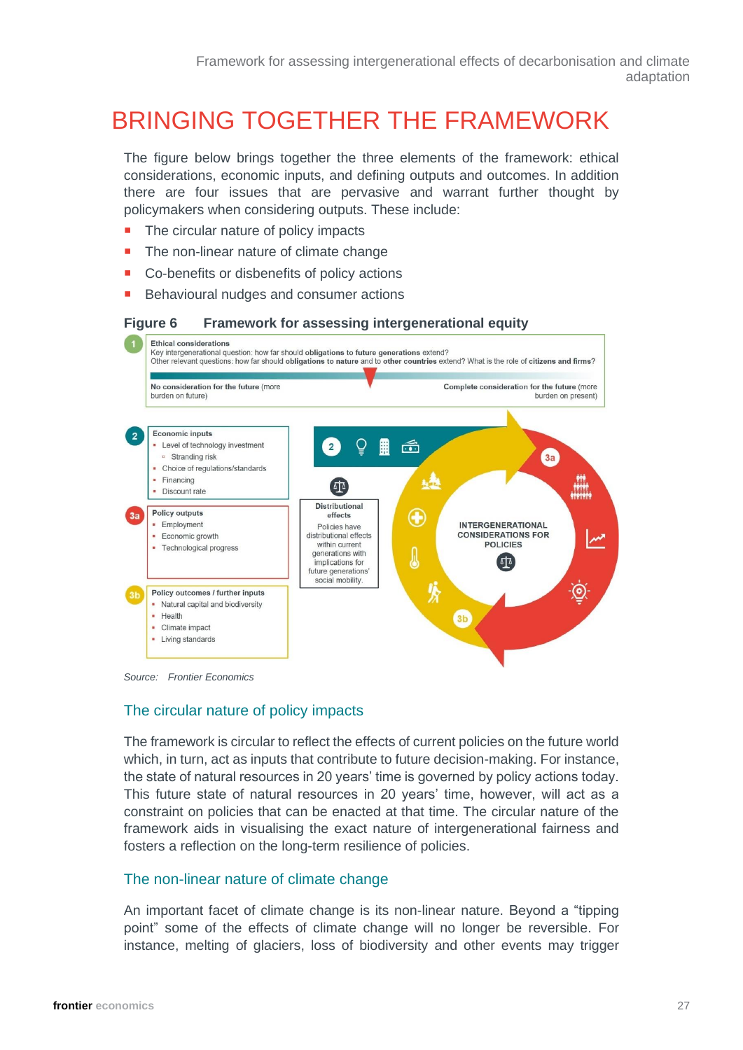# BRINGING TOGETHER THE FRAMEWORK

The figure below brings together the three elements of the framework: ethical considerations, economic inputs, and defining outputs and outcomes. In addition there are four issues that are pervasive and warrant further thought by policymakers when considering outputs. These include:

- The circular nature of policy impacts
- The non-linear nature of climate change
- Co-benefits or disbenefits of policy actions
- Behavioural nudges and consumer actions

**Figure 6 Framework for assessing intergenerational equity**

**1 Ethical considerations**
Key intergenerational question: how far should **obligations** to **future generations** extend?
Other relevant questions: how far should **obligations** to **nature** and to **other countries** extend? What is the role of **citizens** and **firms**?

**No consideration for the future** (more burden on future) — **Complete consideration for the future** (more burden on present)

**2 Economic inputs**
- Level of technology investment
  - Stranding risk
- Choice of regulations/standards
- Financing
- Discount rate

**3a Policy outputs**
- Employment
- Economic growth
- Technological progress

**3b Policy outcomes / further inputs**
- Natural capital and biodiversity
- Health
- Climate impact
- Living standards

**Distributional effects**
Policies have distributional effects within current generations with implications for future generations' social mobility.

INTERGENERATIONAL CONSIDERATIONS FOR POLICIES

Source: *Frontier Economics*

## The circular nature of policy impacts

The framework is circular to reflect the effects of current policies on the future world which, in turn, act as inputs that contribute to future decision-making. For instance, the state of natural resources in 20 years' time is governed by policy actions today. This future state of natural resources in 20 years' time, however, will act as a constraint on policies that can be enacted at that time. The circular nature of the framework aids in visualising the exact nature of intergenerational fairness and fosters a reflection on the long-term resilience of policies.

## The non-linear nature of climate change

An important facet of climate change is its non-linear nature. Beyond a "tipping point" some of the effects of climate change will no longer be reversible. For instance, melting of glaciers, loss of biodiversity and other events may trigger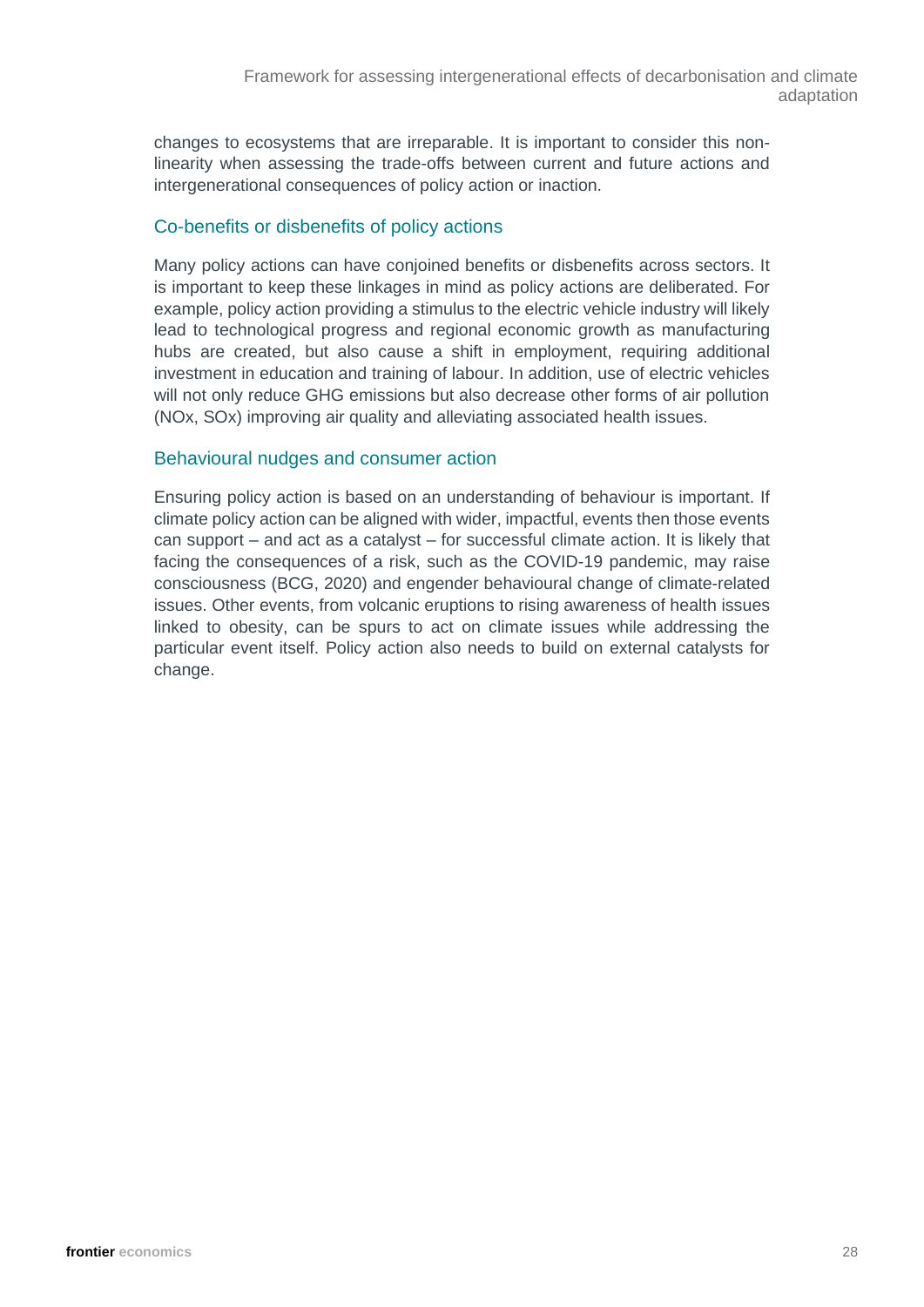changes to ecosystems that are irreparable. It is important to consider this non-linearity when assessing the trade-offs between current and future actions and intergenerational consequences of policy action or inaction.

### Co-benefits or disbenefits of policy actions

Many policy actions can have conjoined benefits or disbenefits across sectors. It is important to keep these linkages in mind as policy actions are deliberated. For example, policy action providing a stimulus to the electric vehicle industry will likely lead to technological progress and regional economic growth as manufacturing hubs are created, but also cause a shift in employment, requiring additional investment in education and training of labour. In addition, use of electric vehicles will not only reduce GHG emissions but also decrease other forms of air pollution ($NO_x$, $SO_x$) improving air quality and alleviating associated health issues.

### Behavioural nudges and consumer action

Ensuring policy action is based on an understanding of behaviour is important. If climate policy action can be aligned with wider, impactful, events then those events can support – and act as a catalyst – for successful climate action. It is likely that facing the consequences of a risk, such as the COVID-19 pandemic, may raise consciousness (BCG, 2020) and engender behavioural change of climate-related issues. Other events, from volcanic eruptions to rising awareness of health issues linked to obesity, can be spurs to act on climate issues while addressing the particular event itself. Policy action also needs to build on external catalysts for change.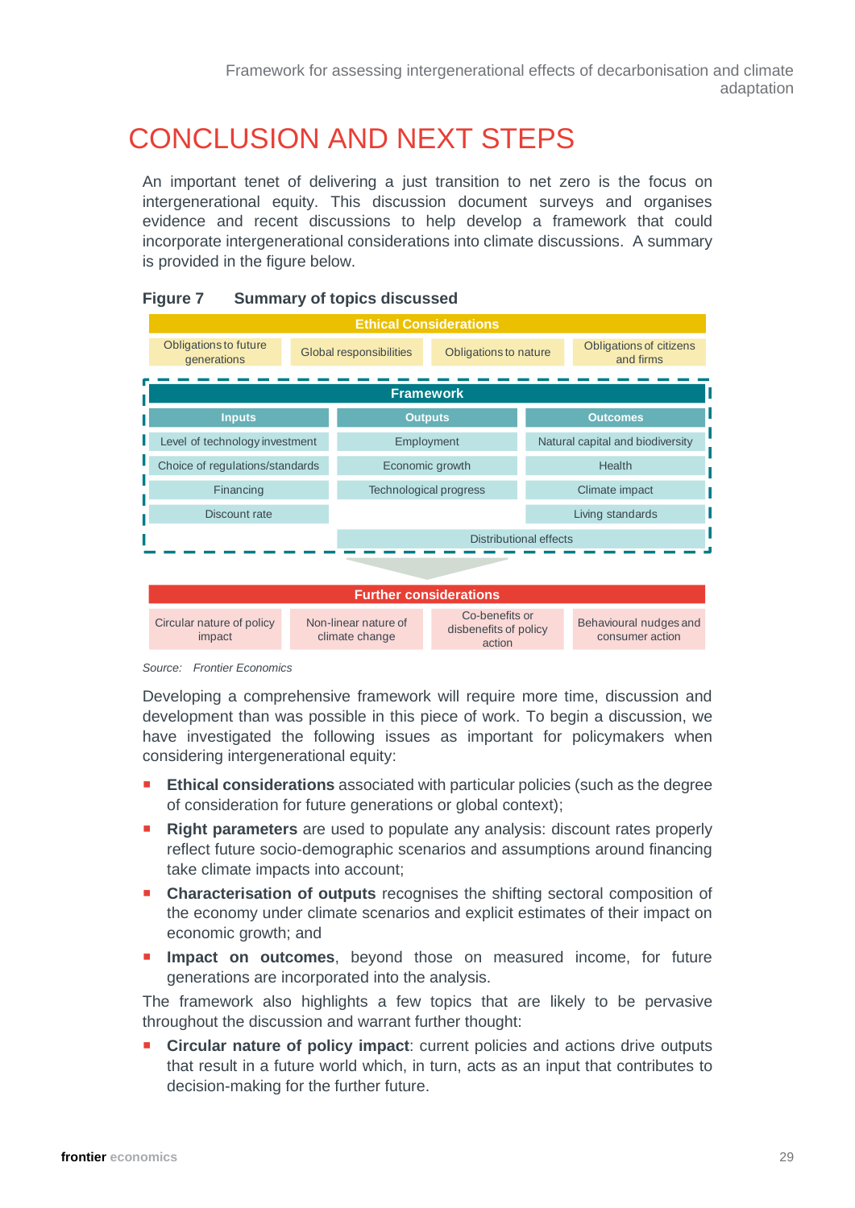# CONCLUSION AND NEXT STEPS

An important tenet of delivering a just transition to net zero is the focus on intergenerational equity. This discussion document surveys and organises evidence and recent discussions to help develop a framework that could incorporate intergenerational considerations into climate discussions. A summary is provided in the figure below.

**Figure 7 Summary of topics discussed**

**Ethical Considerations**

| Obligations to future generations | Global responsibilities | Obligations to nature | Obligations of citizens and firms |
|---|---|---|---|

**Framework**

| Inputs | Outputs | Outcomes |
|---|---|---|
| Level of technology investment | Employment | Natural capital and biodiversity |
| Choice of regulations/standards | Economic growth | Health |
| Financing | Technological progress | Climate impact |
| Discount rate | | Living standards |
| | Distributional effects | Distributional effects |

**Further considerations**

| Circular nature of policy impact | Non-linear nature of climate change | Co-benefits or disbenefits of policy action | Behavioural nudges and consumer action |
|---|---|---|---|

*Source: Frontier Economics*

Developing a comprehensive framework will require more time, discussion and development than was possible in this piece of work. To begin a discussion, we have investigated the following issues as important for policymakers when considering intergenerational equity:

- **Ethical considerations** associated with particular policies (such as the degree of consideration for future generations or global context);
- **Right parameters** are used to populate any analysis: discount rates properly reflect future socio-demographic scenarios and assumptions around financing take climate impacts into account;
- **Characterisation of outputs** recognises the shifting sectoral composition of the economy under climate scenarios and explicit estimates of their impact on economic growth; and
- **Impact on outcomes**, beyond those on measured income, for future generations are incorporated into the analysis.

The framework also highlights a few topics that are likely to be pervasive throughout the discussion and warrant further thought:

- **Circular nature of policy impact**: current policies and actions drive outputs that result in a future world which, in turn, acts as an input that contributes to decision-making for the further future.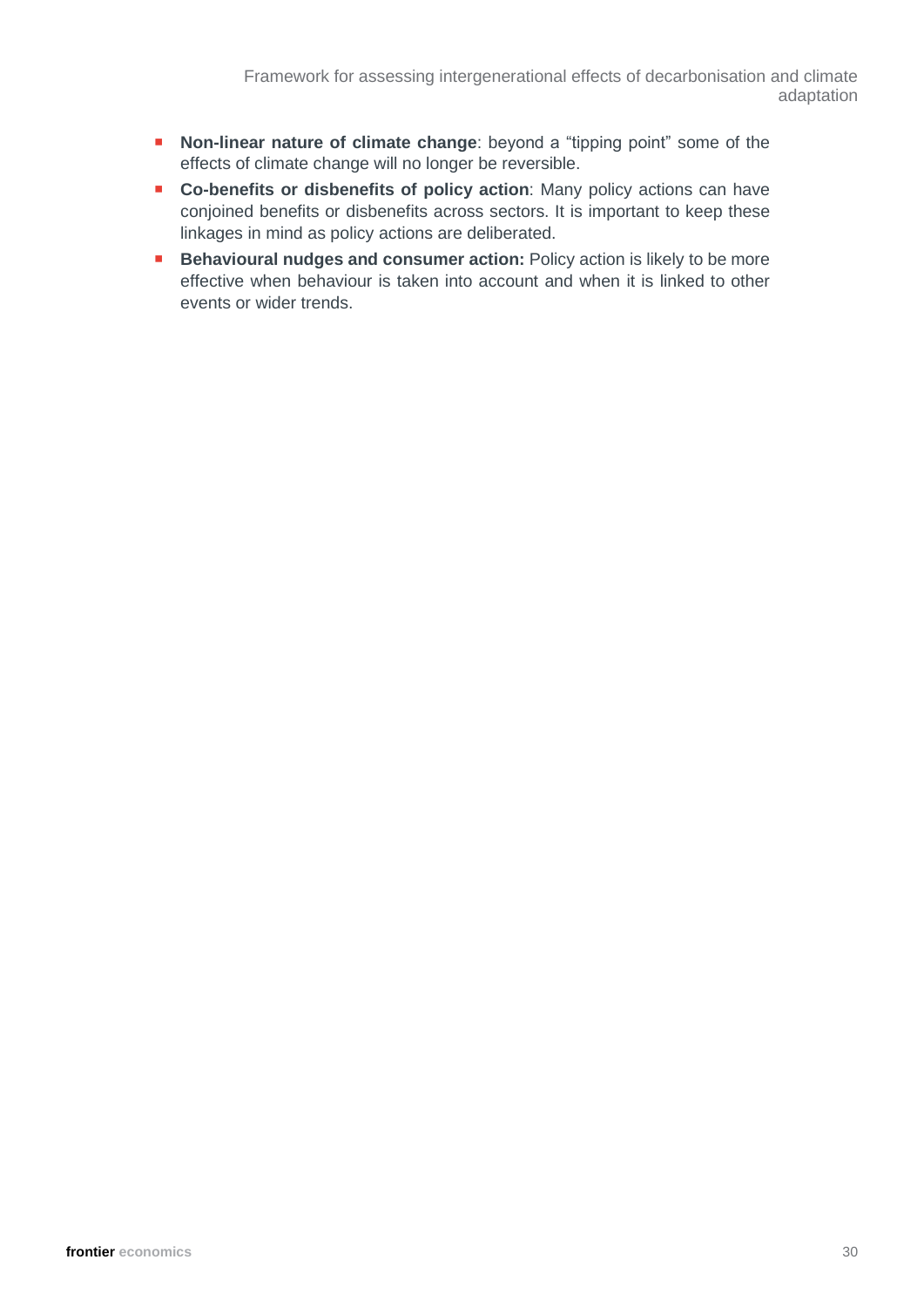- **Non-linear nature of climate change**: beyond a "tipping point" some of the effects of climate change will no longer be reversible.
- **Co-benefits or disbenefits of policy action**: Many policy actions can have conjoined benefits or disbenefits across sectors. It is important to keep these linkages in mind as policy actions are deliberated.
- **Behavioural nudges and consumer action:** Policy action is likely to be more effective when behaviour is taken into account and when it is linked to other events or wider trends.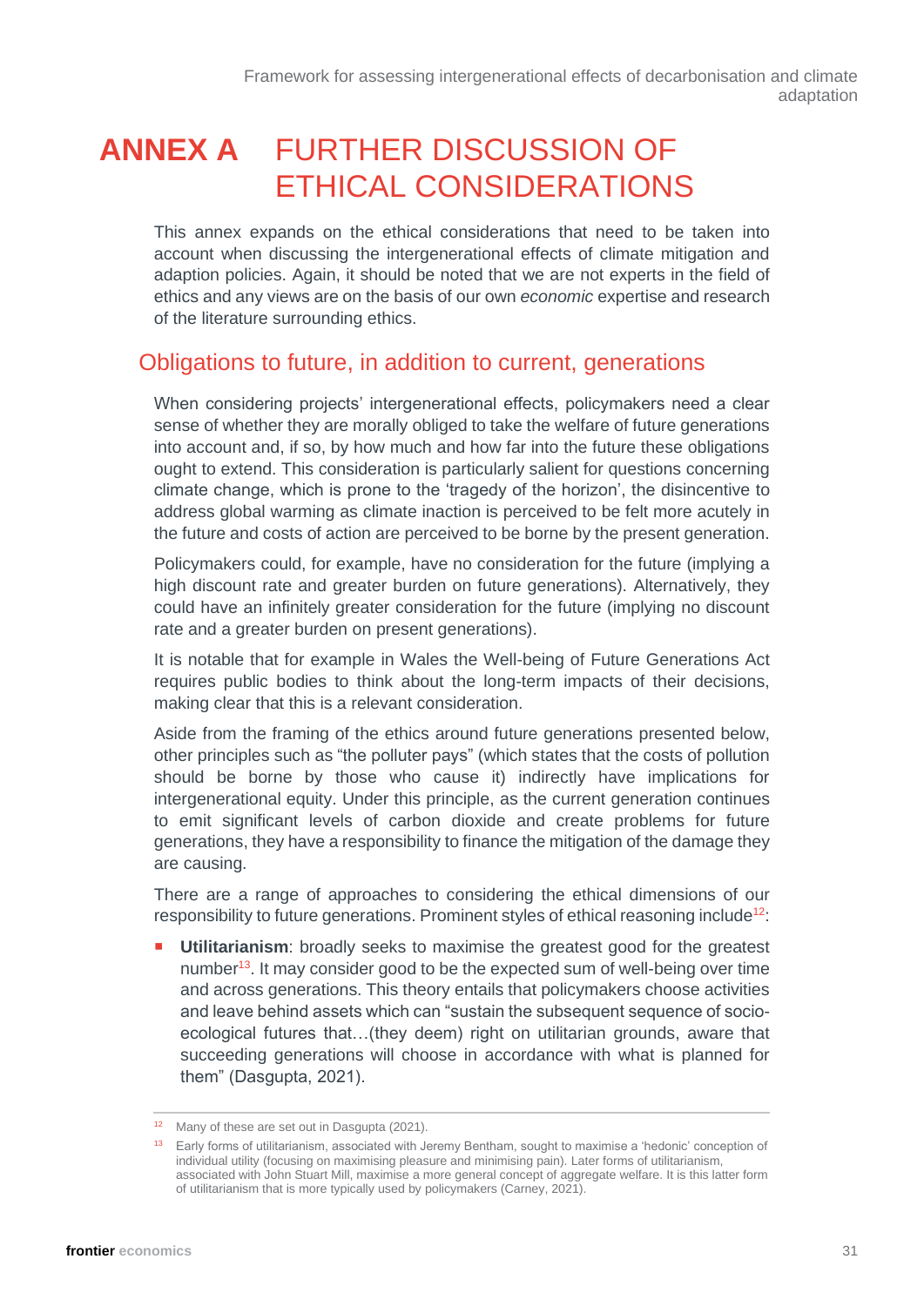# ANNEX A FURTHER DISCUSSION OF ETHICAL CONSIDERATIONS

This annex expands on the ethical considerations that need to be taken into account when discussing the intergenerational effects of climate mitigation and adaption policies. Again, it should be noted that we are not experts in the field of ethics and any views are on the basis of our own *economic* expertise and research of the literature surrounding ethics.

## Obligations to future, in addition to current, generations

When considering projects' intergenerational effects, policymakers need a clear sense of whether they are morally obliged to take the welfare of future generations into account and, if so, by how much and how far into the future these obligations ought to extend. This consideration is particularly salient for questions concerning climate change, which is prone to the 'tragedy of the horizon', the disincentive to address global warming as climate inaction is perceived to be felt more acutely in the future and costs of action are perceived to be borne by the present generation.

Policymakers could, for example, have no consideration for the future (implying a high discount rate and greater burden on future generations). Alternatively, they could have an infinitely greater consideration for the future (implying no discount rate and a greater burden on present generations).

It is notable that for example in Wales the Well-being of Future Generations Act requires public bodies to think about the long-term impacts of their decisions, making clear that this is a relevant consideration.

Aside from the framing of the ethics around future generations presented below, other principles such as "the polluter pays" (which states that the costs of pollution should be borne by those who cause it) indirectly have implications for intergenerational equity. Under this principle, as the current generation continues to emit significant levels of carbon dioxide and create problems for future generations, they have a responsibility to finance the mitigation of the damage they are causing.

There are a range of approaches to considering the ethical dimensions of our responsibility to future generations. Prominent styles of ethical reasoning include[12]:

- **Utilitarianism**: broadly seeks to maximise the greatest good for the greatest number[13]. It may consider good to be the expected sum of well-being over time and across generations. This theory entails that policymakers choose activities and leave behind assets which can "sustain the subsequent sequence of socio-ecological futures that…(they deem) right on utilitarian grounds, aware that succeeding generations will choose in accordance with what is planned for them" (Dasgupta, 2021).

[12] Many of these are set out in Dasgupta (2021).

[13] Early forms of utilitarianism, associated with Jeremy Bentham, sought to maximise a 'hedonic' conception of individual utility (focusing on maximising pleasure and minimising pain). Later forms of utilitarianism, associated with John Stuart Mill, maximise a more general concept of aggregate welfare. It is this latter form of utilitarianism that is more typically used by policymakers (Carney, 2021).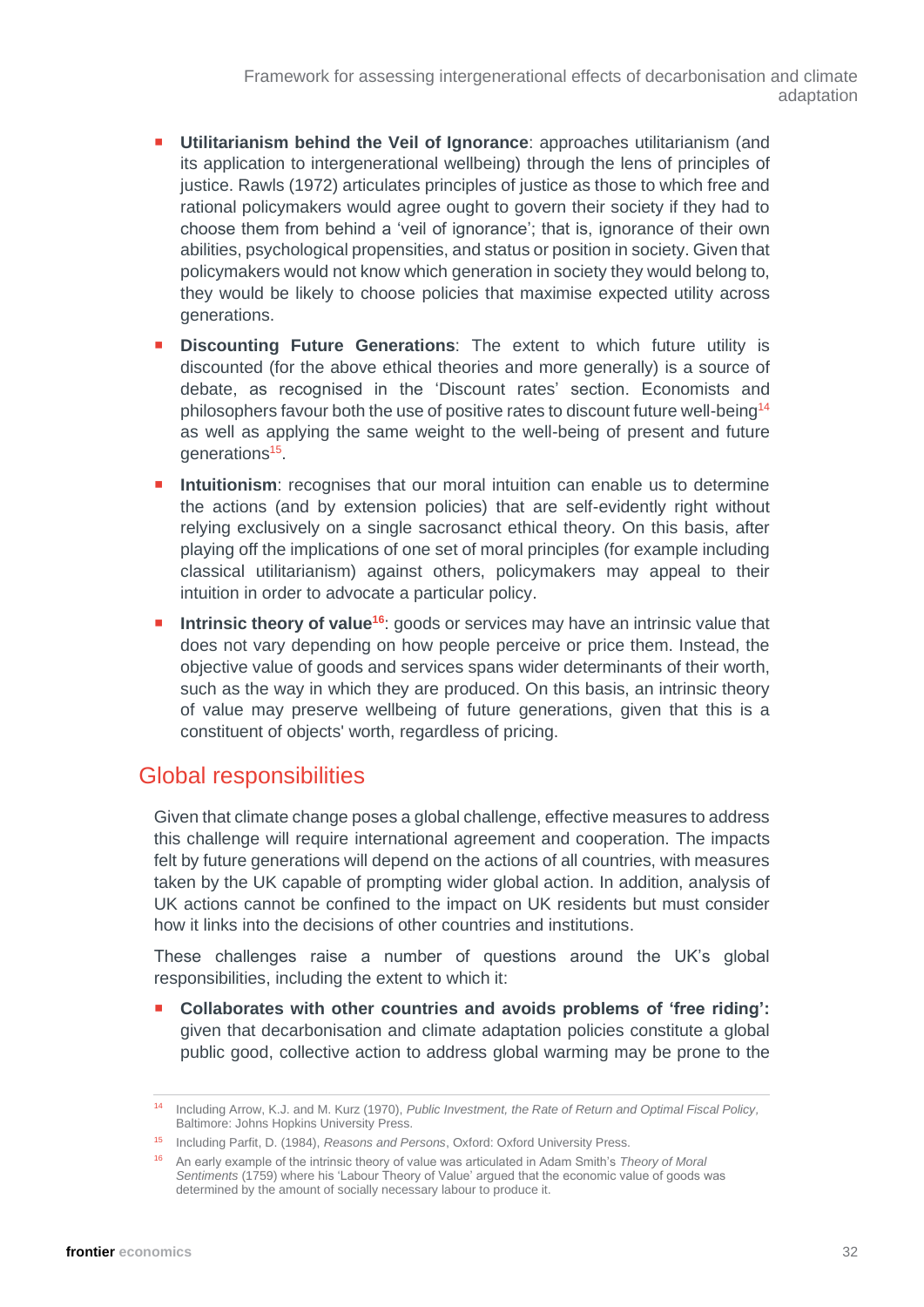- **Utilitarianism behind the Veil of Ignorance**: approaches utilitarianism (and its application to intergenerational wellbeing) through the lens of principles of justice. Rawls (1972) articulates principles of justice as those to which free and rational policymakers would agree ought to govern their society if they had to choose them from behind a 'veil of ignorance'; that is, ignorance of their own abilities, psychological propensities, and status or position in society. Given that policymakers would not know which generation in society they would belong to, they would be likely to choose policies that maximise expected utility across generations.
- **Discounting Future Generations**: The extent to which future utility is discounted (for the above ethical theories and more generally) is a source of debate, as recognised in the 'Discount rates' section. Economists and philosophers favour both the use of positive rates to discount future well-being[14] as well as applying the same weight to the well-being of present and future generations[15].
- **Intuitionism**: recognises that our moral intuition can enable us to determine the actions (and by extension policies) that are self-evidently right without relying exclusively on a single sacrosanct ethical theory. On this basis, after playing off the implications of one set of moral principles (for example including classical utilitarianism) against others, policymakers may appeal to their intuition in order to advocate a particular policy.
- **Intrinsic theory of value[16]**: goods or services may have an intrinsic value that does not vary depending on how people perceive or price them. Instead, the objective value of goods and services spans wider determinants of their worth, such as the way in which they are produced. On this basis, an intrinsic theory of value may preserve wellbeing of future generations, given that this is a constituent of objects' worth, regardless of pricing.

## Global responsibilities

Given that climate change poses a global challenge, effective measures to address this challenge will require international agreement and cooperation. The impacts felt by future generations will depend on the actions of all countries, with measures taken by the UK capable of prompting wider global action. In addition, analysis of UK actions cannot be confined to the impact on UK residents but must consider how it links into the decisions of other countries and institutions.

These challenges raise a number of questions around the UK's global responsibilities, including the extent to which it:

- **Collaborates with other countries and avoids problems of 'free riding':** given that decarbonisation and climate adaptation policies constitute a global public good, collective action to address global warming may be prone to the

---

[14] Including Arrow, K.J. and M. Kurz (1970), *Public Investment, the Rate of Return and Optimal Fiscal Policy*, Baltimore: Johns Hopkins University Press.

[15] Including Parfit, D. (1984), *Reasons and Persons*, Oxford: Oxford University Press.

[16] An early example of the intrinsic theory of value was articulated in Adam Smith's *Theory of Moral Sentiments* (1759) where his 'Labour Theory of Value' argued that the economic value of goods was determined by the amount of socially necessary labour to produce it.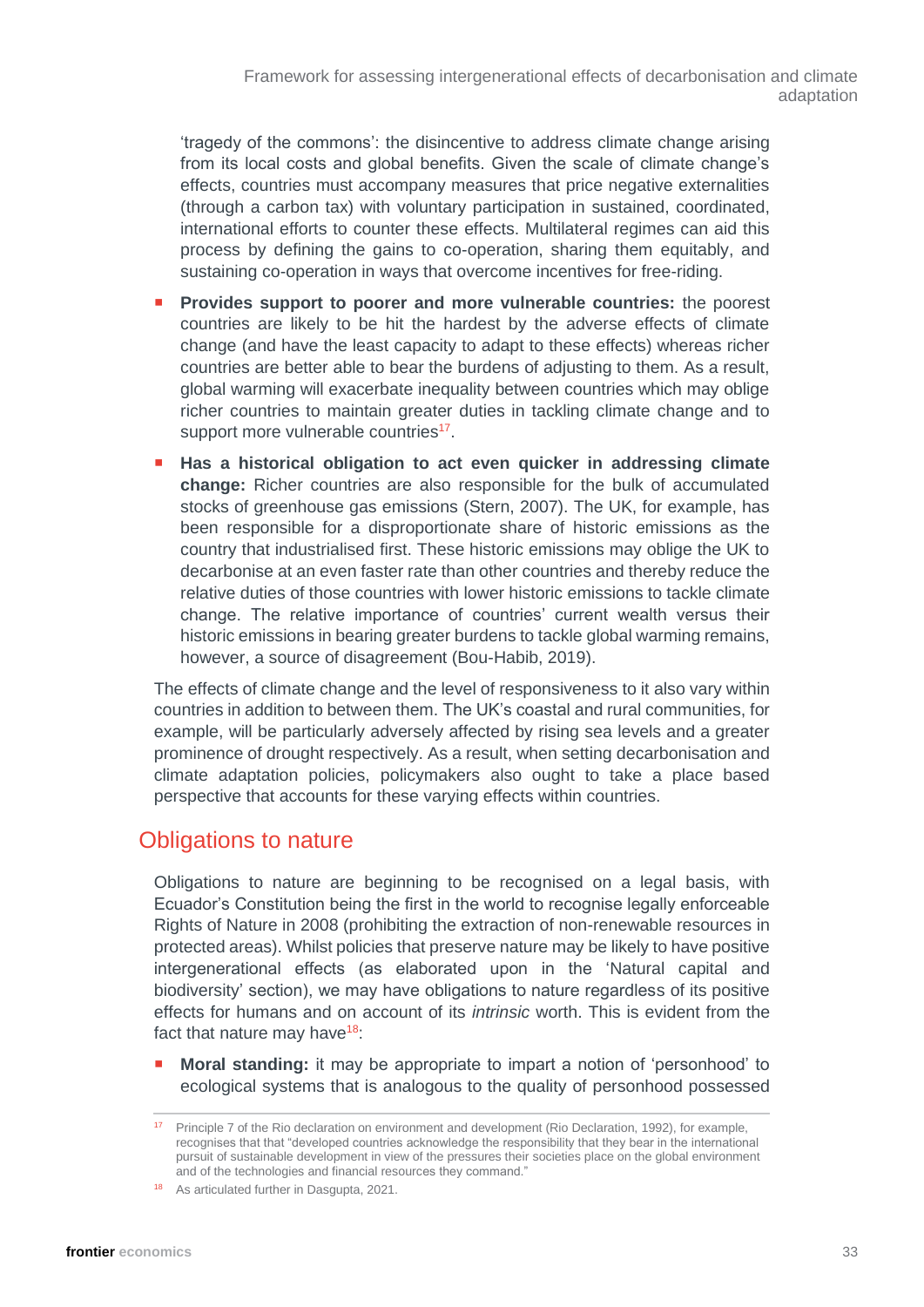'tragedy of the commons': the disincentive to address climate change arising from its local costs and global benefits. Given the scale of climate change's effects, countries must accompany measures that price negative externalities (through a carbon tax) with voluntary participation in sustained, coordinated, international efforts to counter these effects. Multilateral regimes can aid this process by defining the gains to co-operation, sharing them equitably, and sustaining co-operation in ways that overcome incentives for free-riding.

- **Provides support to poorer and more vulnerable countries:** the poorest countries are likely to be hit the hardest by the adverse effects of climate change (and have the least capacity to adapt to these effects) whereas richer countries are better able to bear the burdens of adjusting to them. As a result, global warming will exacerbate inequality between countries which may oblige richer countries to maintain greater duties in tackling climate change and to support more vulnerable countries[17].
- **Has a historical obligation to act even quicker in addressing climate change:** Richer countries are also responsible for the bulk of accumulated stocks of greenhouse gas emissions (Stern, 2007). The UK, for example, has been responsible for a disproportionate share of historic emissions as the country that industrialised first. These historic emissions may oblige the UK to decarbonise at an even faster rate than other countries and thereby reduce the relative duties of those countries with lower historic emissions to tackle climate change. The relative importance of countries' current wealth versus their historic emissions in bearing greater burdens to tackle global warming remains, however, a source of disagreement (Bou-Habib, 2019).

The effects of climate change and the level of responsiveness to it also vary within countries in addition to between them. The UK's coastal and rural communities, for example, will be particularly adversely affected by rising sea levels and a greater prominence of drought respectively. As a result, when setting decarbonisation and climate adaptation policies, policymakers also ought to take a place based perspective that accounts for these varying effects within countries.

## Obligations to nature

Obligations to nature are beginning to be recognised on a legal basis, with Ecuador's Constitution being the first in the world to recognise legally enforceable Rights of Nature in 2008 (prohibiting the extraction of non-renewable resources in protected areas). Whilst policies that preserve nature may be likely to have positive intergenerational effects (as elaborated upon in the 'Natural capital and biodiversity' section), we may have obligations to nature regardless of its positive effects for humans and on account of its *intrinsic* worth. This is evident from the fact that nature may have[18]:

- **Moral standing:** it may be appropriate to impart a notion of 'personhood' to ecological systems that is analogous to the quality of personhood possessed

---

[17] Principle 7 of the Rio declaration on environment and development (Rio Declaration, 1992), for example, recognises that that "developed countries acknowledge the responsibility that they bear in the international pursuit of sustainable development in view of the pressures their societies place on the global environment and of the technologies and financial resources they command."

[18] As articulated further in Dasgupta, 2021.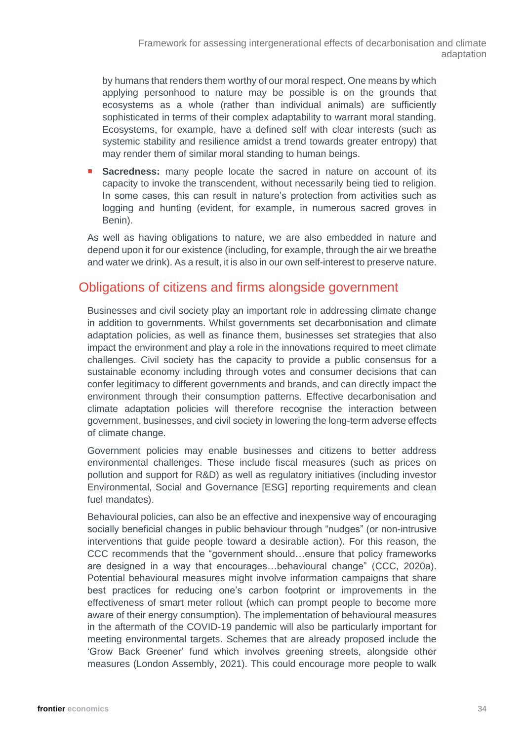by humans that renders them worthy of our moral respect. One means by which applying personhood to nature may be possible is on the grounds that ecosystems as a whole (rather than individual animals) are sufficiently sophisticated in terms of their complex adaptability to warrant moral standing. Ecosystems, for example, have a defined self with clear interests (such as systemic stability and resilience amidst a trend towards greater entropy) that may render them of similar moral standing to human beings.

- **Sacredness:** many people locate the sacred in nature on account of its capacity to invoke the transcendent, without necessarily being tied to religion. In some cases, this can result in nature's protection from activities such as logging and hunting (evident, for example, in numerous sacred groves in Benin).

As well as having obligations to nature, we are also embedded in nature and depend upon it for our existence (including, for example, through the air we breathe and water we drink). As a result, it is also in our own self-interest to preserve nature.

## Obligations of citizens and firms alongside government

Businesses and civil society play an important role in addressing climate change in addition to governments. Whilst governments set decarbonisation and climate adaptation policies, as well as finance them, businesses set strategies that also impact the environment and play a role in the innovations required to meet climate challenges. Civil society has the capacity to provide a public consensus for a sustainable economy including through votes and consumer decisions that can confer legitimacy to different governments and brands, and can directly impact the environment through their consumption patterns. Effective decarbonisation and climate adaptation policies will therefore recognise the interaction between government, businesses, and civil society in lowering the long-term adverse effects of climate change.

Government policies may enable businesses and citizens to better address environmental challenges. These include fiscal measures (such as prices on pollution and support for R&D) as well as regulatory initiatives (including investor Environmental, Social and Governance [ESG] reporting requirements and clean fuel mandates).

Behavioural policies, can also be an effective and inexpensive way of encouraging socially beneficial changes in public behaviour through "nudges" (or non-intrusive interventions that guide people toward a desirable action). For this reason, the CCC recommends that the "government should…ensure that policy frameworks are designed in a way that encourages…behavioural change" (CCC, 2020a). Potential behavioural measures might involve information campaigns that share best practices for reducing one's carbon footprint or improvements in the effectiveness of smart meter rollout (which can prompt people to become more aware of their energy consumption). The implementation of behavioural measures in the aftermath of the COVID-19 pandemic will also be particularly important for meeting environmental targets. Schemes that are already proposed include the 'Grow Back Greener' fund which involves greening streets, alongside other measures (London Assembly, 2021). This could encourage more people to walk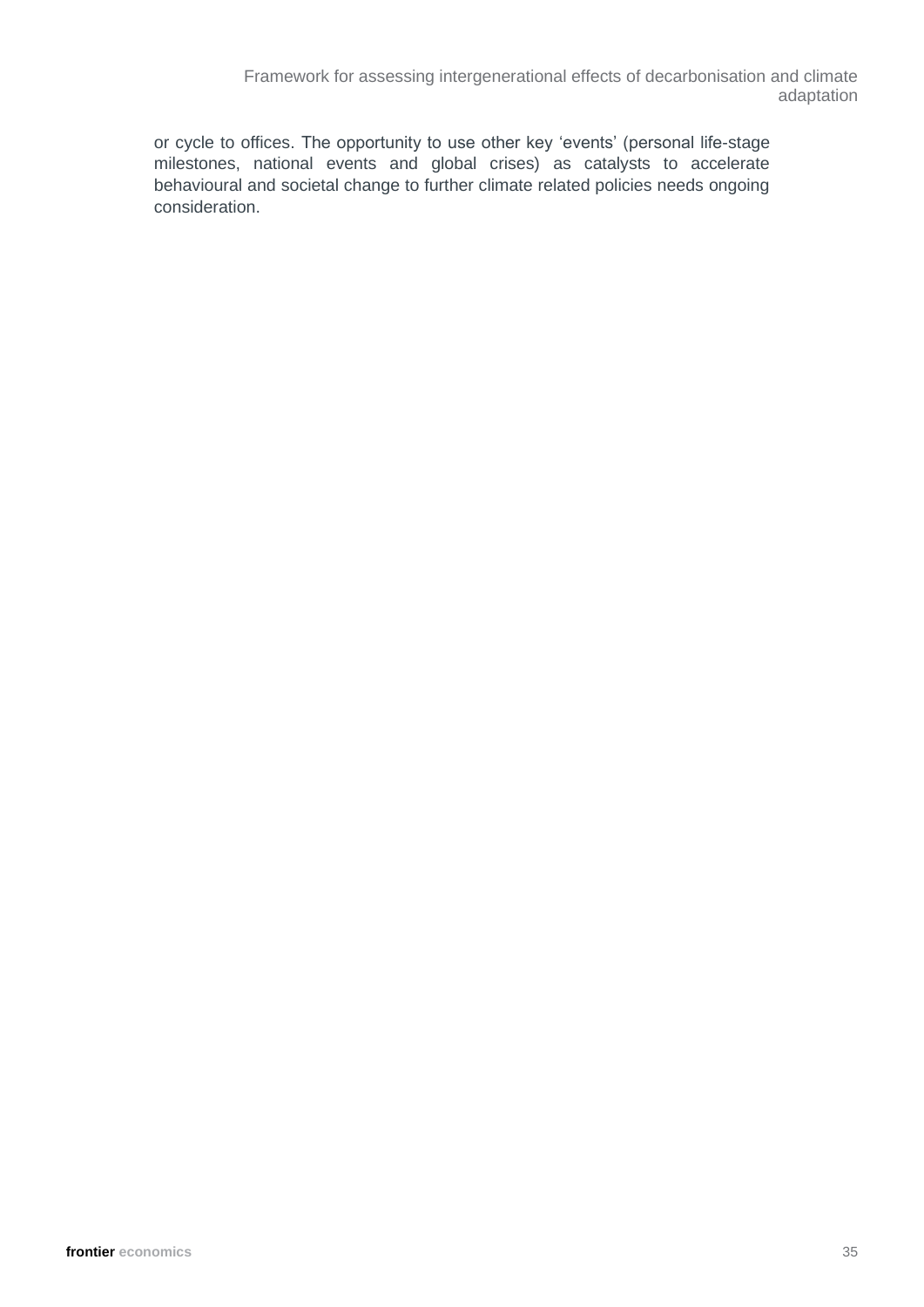or cycle to offices. The opportunity to use other key ‘events’ (personal life-stage milestones, national events and global crises) as catalysts to accelerate behavioural and societal change to further climate related policies needs ongoing consideration.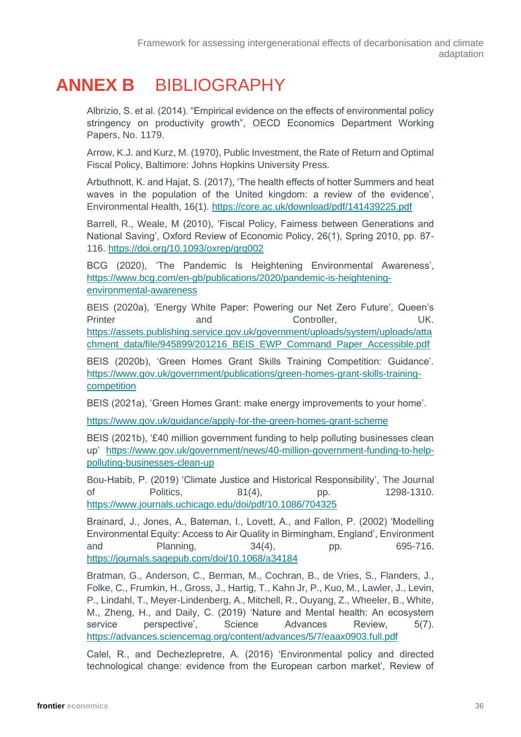# ANNEX B BIBLIOGRAPHY

Albrizio, S. et al. (2014). "Empirical evidence on the effects of environmental policy stringency on productivity growth", OECD Economics Department Working Papers, No. 1179.

Arrow, K.J. and Kurz, M. (1970), Public Investment, the Rate of Return and Optimal Fiscal Policy, Baltimore: Johns Hopkins University Press.

Arbuthnott, K. and Hajat, S. (2017), 'The health effects of hotter Summers and heat waves in the population of the United kingdom: a review of the evidence', Environmental Health, 16(1). https://core.ac.uk/download/pdf/141439225.pdf

Barrell, R., Weale, M (2010), 'Fiscal Policy, Fairness between Generations and National Saving', Oxford Review of Economic Policy, 26(1), Spring 2010, pp. 87-116. https://doi.org/10.1093/oxrep/grq002

BCG (2020), 'The Pandemic Is Heightening Environmental Awareness', https://www.bcg.com/en-gb/publications/2020/pandemic-is-heightening-environmental-awareness

BEIS (2020a), 'Energy White Paper: Powering our Net Zero Future', Queen's Printer and Controller, UK. https://assets.publishing.service.gov.uk/government/uploads/system/uploads/attachment_data/file/945899/201216_BEIS_EWP_Command_Paper_Accessible.pdf

BEIS (2020b), 'Green Homes Grant Skills Training Competition: Guidance'. https://www.gov.uk/government/publications/green-homes-grant-skills-training-competition

BEIS (2021a), 'Green Homes Grant: make energy improvements to your home'.

https://www.gov.uk/guidance/apply-for-the-green-homes-grant-scheme

BEIS (2021b), '£40 million government funding to help polluting businesses clean up' https://www.gov.uk/government/news/40-million-government-funding-to-help-polluting-businesses-clean-up

Bou-Habib, P. (2019) 'Climate Justice and Historical Responsibility', The Journal of Politics, 81(4), pp. 1298-1310. https://www.journals.uchicago.edu/doi/pdf/10.1086/704325

Brainard, J., Jones, A., Bateman, I., Lovett, A., and Fallon, P. (2002) 'Modelling Environmental Equity: Access to Air Quality in Birmingham, England', Environment and Planning, 34(4), pp. 695-716. https://journals.sagepub.com/doi/10.1068/a34184

Bratman, G., Anderson, C., Berman, M., Cochran, B., de Vries, S., Flanders, J., Folke, C., Frumkin, H., Gross, J., Hartig, T., Kahn Jr, P., Kuo, M., Lawler, J., Levin, P., Lindahl, T., Meyer-Lindenberg, A., Mitchell, R., Ouyang, Z., Wheeler, B., White, M., Zheng, H., and Daily, C. (2019) 'Nature and Mental health: An ecosystem service perspective', Science Advances Review, 5(7). https://advances.sciencemag.org/content/advances/5/7/eaax0903.full.pdf

Calel, R., and Dechezlepretre, A. (2016) 'Environmental policy and directed technological change: evidence from the European carbon market', Review of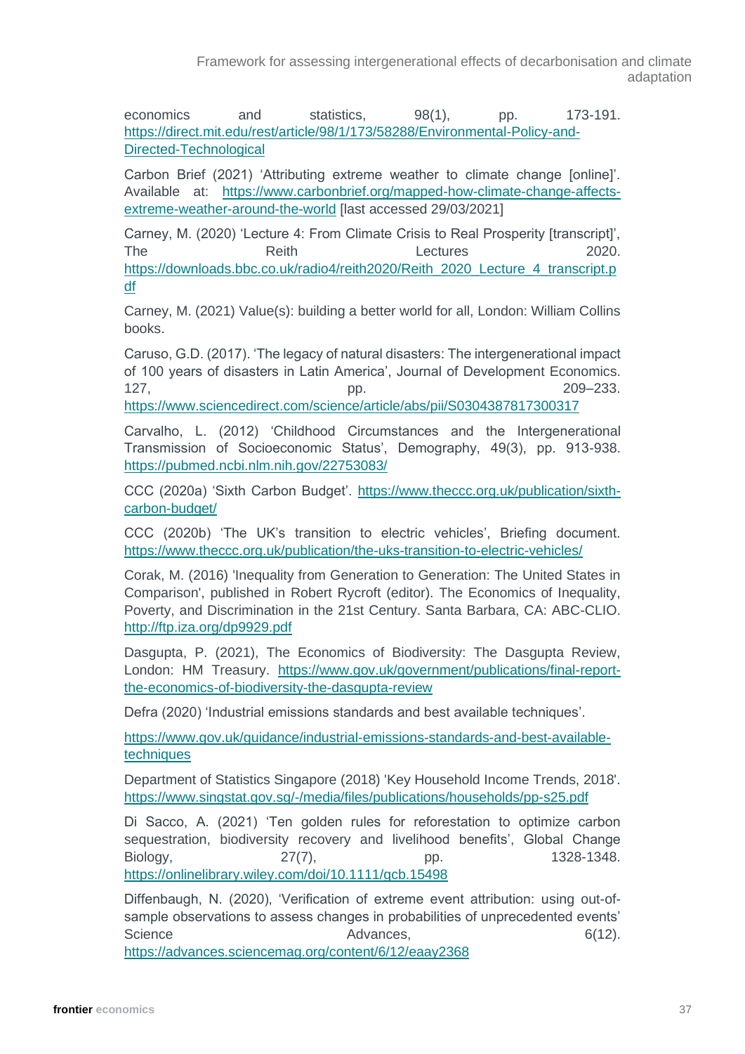economics and statistics, 98(1), pp. 173-191. https://direct.mit.edu/rest/article/98/1/173/58288/Environmental-Policy-and-Directed-Technological

Carbon Brief (2021) 'Attributing extreme weather to climate change [online]'. Available at: https://www.carbonbrief.org/mapped-how-climate-change-affects-extreme-weather-around-the-world [last accessed 29/03/2021]

Carney, M. (2020) 'Lecture 4: From Climate Crisis to Real Prosperity [transcript]', The Reith Lectures 2020. https://downloads.bbc.co.uk/radio4/reith2020/Reith_2020_Lecture_4_transcript.pdf

Carney, M. (2021) Value(s): building a better world for all, London: William Collins books.

Caruso, G.D. (2017). 'The legacy of natural disasters: The intergenerational impact of 100 years of disasters in Latin America', Journal of Development Economics. 127, pp. 209–233. https://www.sciencedirect.com/science/article/abs/pii/S0304387817300317

Carvalho, L. (2012) 'Childhood Circumstances and the Intergenerational Transmission of Socioeconomic Status', Demography, 49(3), pp. 913-938. https://pubmed.ncbi.nlm.nih.gov/22753083/

CCC (2020a) 'Sixth Carbon Budget'. https://www.theccc.org.uk/publication/sixth-carbon-budget/

CCC (2020b) 'The UK's transition to electric vehicles', Briefing document. https://www.theccc.org.uk/publication/the-uks-transition-to-electric-vehicles/

Corak, M. (2016) 'Inequality from Generation to Generation: The United States in Comparison', published in Robert Rycroft (editor). The Economics of Inequality, Poverty, and Discrimination in the 21st Century. Santa Barbara, CA: ABC-CLIO. http://ftp.iza.org/dp9929.pdf

Dasgupta, P. (2021), The Economics of Biodiversity: The Dasgupta Review, London: HM Treasury. https://www.gov.uk/government/publications/final-report-the-economics-of-biodiversity-the-dasgupta-review

Defra (2020) 'Industrial emissions standards and best available techniques'.

https://www.gov.uk/guidance/industrial-emissions-standards-and-best-available-techniques

Department of Statistics Singapore (2018) 'Key Household Income Trends, 2018'. https://www.singstat.gov.sg/-/media/files/publications/households/pp-s25.pdf

Di Sacco, A. (2021) 'Ten golden rules for reforestation to optimize carbon sequestration, biodiversity recovery and livelihood benefits', Global Change Biology, 27(7), pp. 1328-1348. https://onlinelibrary.wiley.com/doi/10.1111/gcb.15498

Diffenbaugh, N. (2020), 'Verification of extreme event attribution: using out-of-sample observations to assess changes in probabilities of unprecedented events' Science Advances, 6(12). https://advances.sciencemag.org/content/6/12/eaay2368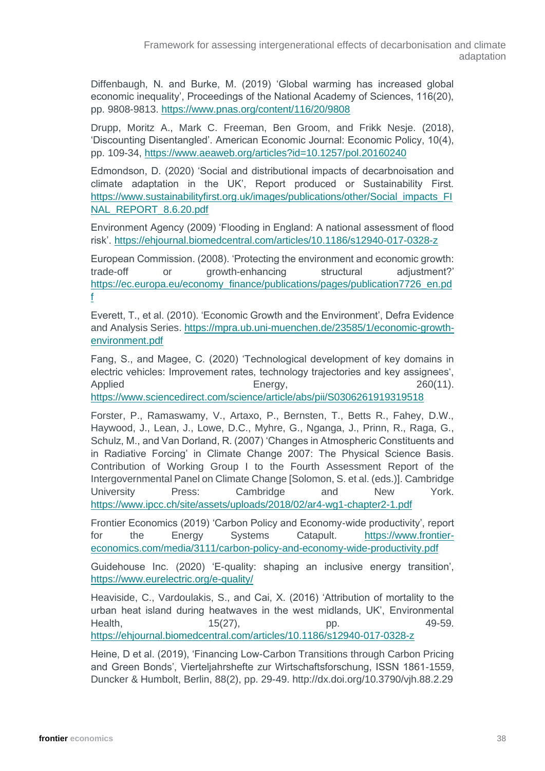Diffenbaugh, N. and Burke, M. (2019) 'Global warming has increased global economic inequality', Proceedings of the National Academy of Sciences, 116(20), pp. 9808-9813. https://www.pnas.org/content/116/20/9808

Drupp, Moritz A., Mark C. Freeman, Ben Groom, and Frikk Nesje. (2018), 'Discounting Disentangled'. American Economic Journal: Economic Policy, 10(4), pp. 109-34, https://www.aeaweb.org/articles?id=10.1257/pol.20160240

Edmondson, D. (2020) 'Social and distributional impacts of decarbnoisation and climate adaptation in the UK', Report produced or Sustainability First. https://www.sustainabilityfirst.org.uk/images/publications/other/Social_impacts_FINAL_REPORT_8.6.20.pdf

Environment Agency (2009) 'Flooding in England: A national assessment of flood risk'. https://ehjournal.biomedcentral.com/articles/10.1186/s12940-017-0328-z

European Commission. (2008). 'Protecting the environment and economic growth: trade-off or growth-enhancing structural adjustment?' https://ec.europa.eu/economy_finance/publications/pages/publication7726_en.pdf

Everett, T., et al. (2010). 'Economic Growth and the Environment', Defra Evidence and Analysis Series. https://mpra.ub.uni-muenchen.de/23585/1/economic-growth-environment.pdf

Fang, S., and Magee, C. (2020) 'Technological development of key domains in electric vehicles: Improvement rates, technology trajectories and key assignees', Applied Energy, 260(11). https://www.sciencedirect.com/science/article/abs/pii/S0306261919319518

Forster, P., Ramaswamy, V., Artaxo, P., Bernsten, T., Betts R., Fahey, D.W., Haywood, J., Lean, J., Lowe, D.C., Myhre, G., Nganga, J., Prinn, R., Raga, G., Schulz, M., and Van Dorland, R. (2007) 'Changes in Atmospheric Constituents and in Radiative Forcing' in Climate Change 2007: The Physical Science Basis. Contribution of Working Group I to the Fourth Assessment Report of the Intergovernmental Panel on Climate Change [Solomon, S. et al. (eds.)]. Cambridge University Press: Cambridge and New York. https://www.ipcc.ch/site/assets/uploads/2018/02/ar4-wg1-chapter2-1.pdf

Frontier Economics (2019) 'Carbon Policy and Economy-wide productivity', report for the Energy Systems Catapult. https://www.frontier-economics.com/media/3111/carbon-policy-and-economy-wide-productivity.pdf

Guidehouse Inc. (2020) 'E-quality: shaping an inclusive energy transition', https://www.eurelectric.org/e-quality/

Heaviside, C., Vardoulakis, S., and Cai, X. (2016) 'Attribution of mortality to the urban heat island during heatwaves in the west midlands, UK', Environmental Health, 15(27), pp. 49-59. https://ehjournal.biomedcentral.com/articles/10.1186/s12940-017-0328-z

Heine, D et al. (2019), 'Financing Low-Carbon Transitions through Carbon Pricing and Green Bonds', Vierteljahrshefte zur Wirtschaftsforschung, ISSN 1861-1559, Duncker & Humbolt, Berlin, 88(2), pp. 29-49. http://dx.doi.org/10.3790/vjh.88.2.29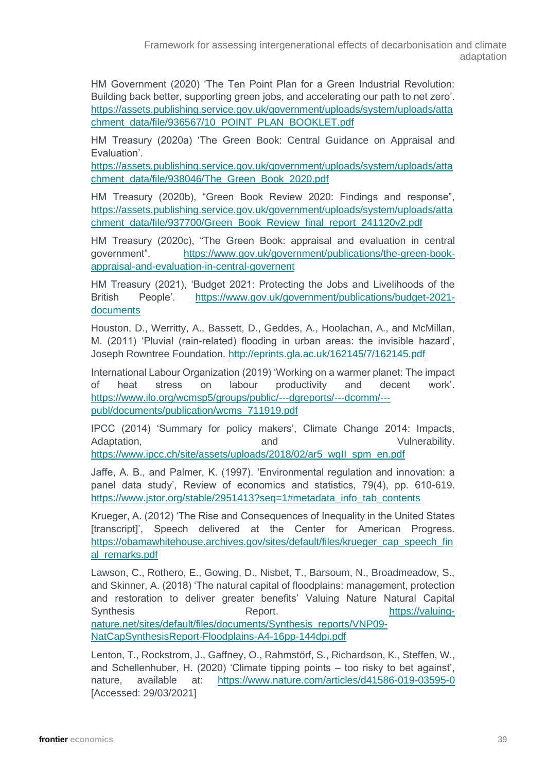HM Government (2020) 'The Ten Point Plan for a Green Industrial Revolution: Building back better, supporting green jobs, and accelerating our path to net zero'. https://assets.publishing.service.gov.uk/government/uploads/system/uploads/attachment_data/file/936567/10_POINT_PLAN_BOOKLET.pdf

HM Treasury (2020a) 'The Green Book: Central Guidance on Appraisal and Evaluation'. https://assets.publishing.service.gov.uk/government/uploads/system/uploads/attachment_data/file/938046/The_Green_Book_2020.pdf

HM Treasury (2020b), "Green Book Review 2020: Findings and response", https://assets.publishing.service.gov.uk/government/uploads/system/uploads/attachment_data/file/937700/Green_Book_Review_final_report_241120v2.pdf

HM Treasury (2020c), "The Green Book: appraisal and evaluation in central government". https://www.gov.uk/government/publications/the-green-book-appraisal-and-evaluation-in-central-governent

HM Treasury (2021), 'Budget 2021: Protecting the Jobs and Livelihoods of the British People'. https://www.gov.uk/government/publications/budget-2021-documents

Houston, D., Werritty, A., Bassett, D., Geddes, A., Hoolachan, A., and McMillan, M. (2011) 'Pluvial (rain-related) flooding in urban areas: the invisible hazard', Joseph Rowntree Foundation. http://eprints.gla.ac.uk/162145/7/162145.pdf

International Labour Organization (2019) 'Working on a warmer planet: The impact of heat stress on labour productivity and decent work'. https://www.ilo.org/wcmsp5/groups/public/---dgreports/---dcomm/---publ/documents/publication/wcms_711919.pdf

IPCC (2014) 'Summary for policy makers', Climate Change 2014: Impacts, Adaptation, and Vulnerability. https://www.ipcc.ch/site/assets/uploads/2018/02/ar5_wgII_spm_en.pdf

Jaffe, A. B., and Palmer, K. (1997). 'Environmental regulation and innovation: a panel data study', Review of economics and statistics, 79(4), pp. 610-619. https://www.jstor.org/stable/2951413?seq=1#metadata_info_tab_contents

Krueger, A. (2012) 'The Rise and Consequences of Inequality in the United States [transcript]', Speech delivered at the Center for American Progress. https://obamawhitehouse.archives.gov/sites/default/files/krueger_cap_speech_final_remarks.pdf

Lawson, C., Rothero, E., Gowing, D., Nisbet, T., Barsoum, N., Broadmeadow, S., and Skinner, A. (2018) 'The natural capital of floodplains: management, protection and restoration to deliver greater benefits' Valuing Nature Natural Capital Synthesis Report. https://valuing-nature.net/sites/default/files/documents/Synthesis_reports/VNP09-NatCapSynthesisReport-Floodplains-A4-16pp-144dpi.pdf

Lenton, T., Rockstrom, J., Gaffney, O., Rahmstörf, S., Richardson, K., Steffen, W., and Schellenhuber, H. (2020) 'Climate tipping points – too risky to bet against', nature, available at: https://www.nature.com/articles/d41586-019-03595-0 [Accessed: 29/03/2021]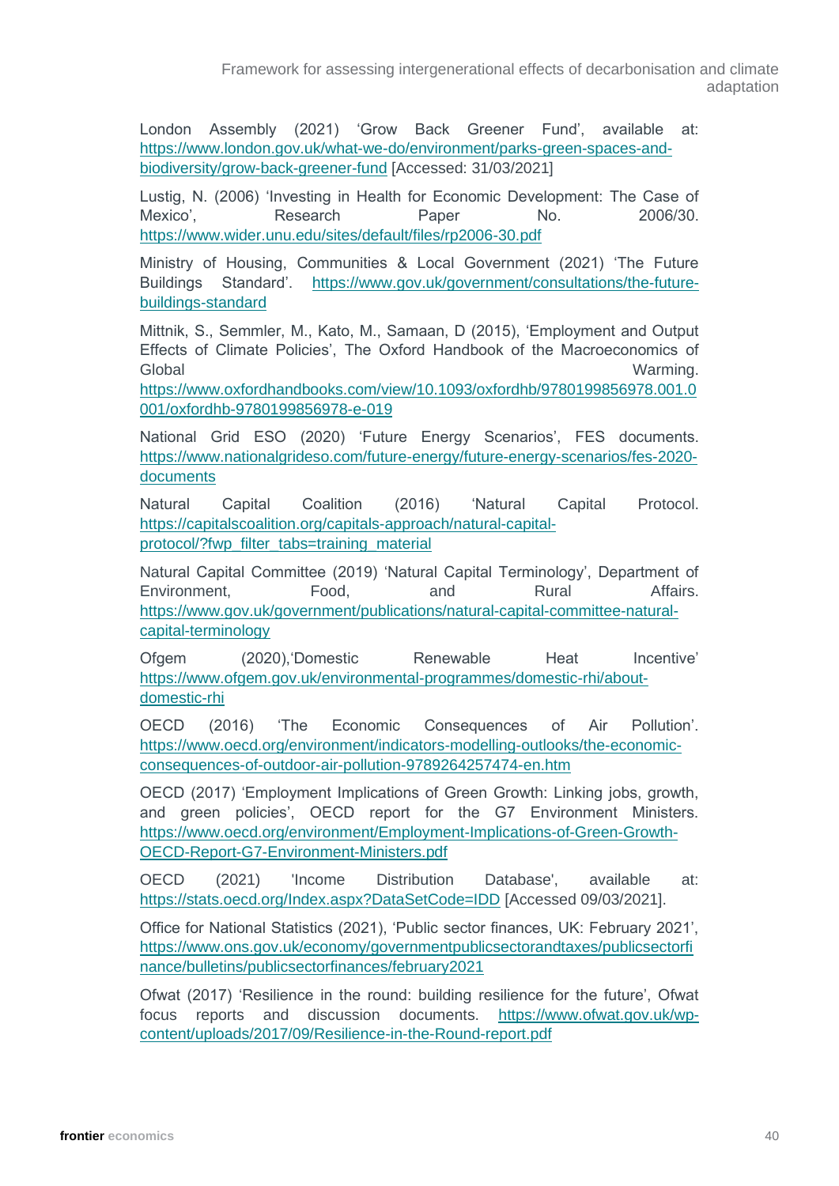London Assembly (2021) 'Grow Back Greener Fund', available at: https://www.london.gov.uk/what-we-do/environment/parks-green-spaces-and-biodiversity/grow-back-greener-fund [Accessed: 31/03/2021]

Lustig, N. (2006) 'Investing in Health for Economic Development: The Case of Mexico', Research Paper No. 2006/30. https://www.wider.unu.edu/sites/default/files/rp2006-30.pdf

Ministry of Housing, Communities & Local Government (2021) 'The Future Buildings Standard'. https://www.gov.uk/government/consultations/the-future-buildings-standard

Mittnik, S., Semmler, M., Kato, M., Samaan, D (2015), 'Employment and Output Effects of Climate Policies', The Oxford Handbook of the Macroeconomics of Global Warming. https://www.oxfordhandbooks.com/view/10.1093/oxfordhb/9780199856978.001.0001/oxfordhb-9780199856978-e-019

National Grid ESO (2020) 'Future Energy Scenarios', FES documents. https://www.nationalgrideso.com/future-energy/future-energy-scenarios/fes-2020-documents

Natural Capital Coalition (2016) 'Natural Capital Protocol. https://capitalscoalition.org/capitals-approach/natural-capital-protocol/?fwp_filter_tabs=training_material

Natural Capital Committee (2019) 'Natural Capital Terminology', Department of Environment, Food, and Rural Affairs. https://www.gov.uk/government/publications/natural-capital-committee-natural-capital-terminology

Ofgem (2020),'Domestic Renewable Heat Incentive' https://www.ofgem.gov.uk/environmental-programmes/domestic-rhi/about-domestic-rhi

OECD (2016) 'The Economic Consequences of Air Pollution'. https://www.oecd.org/environment/indicators-modelling-outlooks/the-economic-consequences-of-outdoor-air-pollution-9789264257474-en.htm

OECD (2017) 'Employment Implications of Green Growth: Linking jobs, growth, and green policies', OECD report for the G7 Environment Ministers. https://www.oecd.org/environment/Employment-Implications-of-Green-Growth-OECD-Report-G7-Environment-Ministers.pdf

OECD (2021) 'Income Distribution Database', available at: https://stats.oecd.org/Index.aspx?DataSetCode=IDD [Accessed 09/03/2021].

Office for National Statistics (2021), 'Public sector finances, UK: February 2021', https://www.ons.gov.uk/economy/governmentpublicsectorandtaxes/publicsectorfinance/bulletins/publicsectorfinances/february2021

Ofwat (2017) 'Resilience in the round: building resilience for the future', Ofwat focus reports and discussion documents. https://www.ofwat.gov.uk/wp-content/uploads/2017/09/Resilience-in-the-Round-report.pdf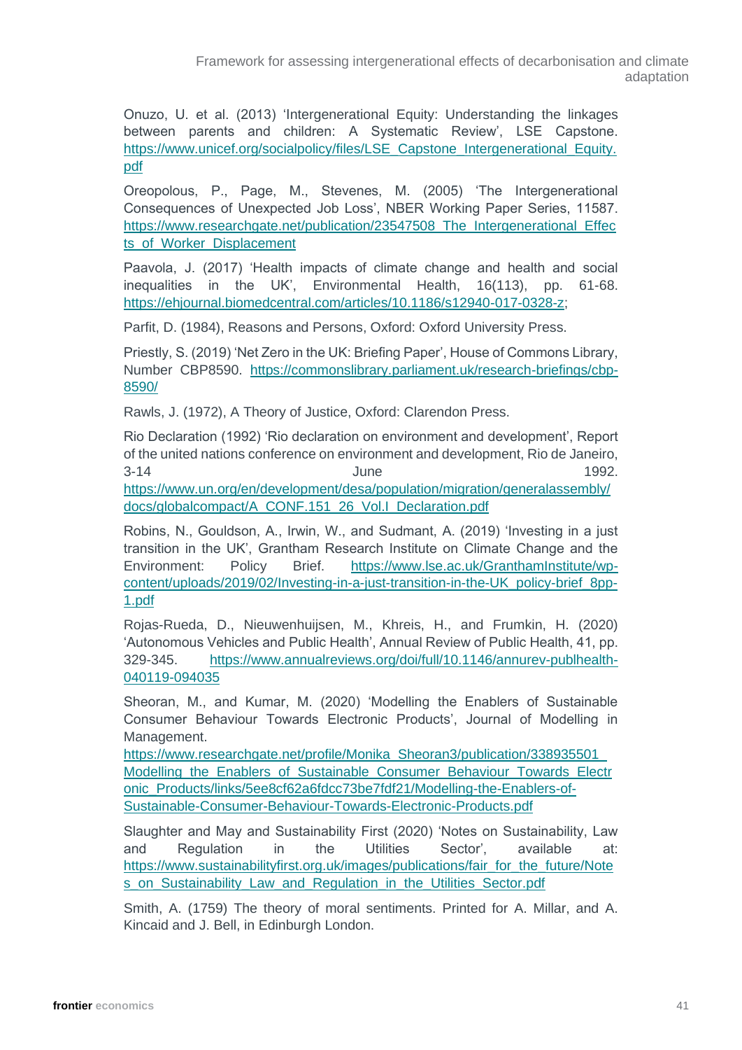Onuzo, U. et al. (2013) 'Intergenerational Equity: Understanding the linkages between parents and children: A Systematic Review', LSE Capstone. https://www.unicef.org/socialpolicy/files/LSE_Capstone_Intergenerational_Equity.pdf

Oreopolous, P., Page, M., Stevenes, M. (2005) 'The Intergenerational Consequences of Unexpected Job Loss', NBER Working Paper Series, 11587. https://www.researchgate.net/publication/23547508_The_Intergenerational_Effects_of_Worker_Displacement

Paavola, J. (2017) 'Health impacts of climate change and health and social inequalities in the UK', Environmental Health, 16(113), pp. 61-68. https://ehjournal.biomedcentral.com/articles/10.1186/s12940-017-0328-z;

Parfit, D. (1984), Reasons and Persons, Oxford: Oxford University Press.

Priestly, S. (2019) 'Net Zero in the UK: Briefing Paper', House of Commons Library, Number CBP8590. https://commonslibrary.parliament.uk/research-briefings/cbp-8590/

Rawls, J. (1972), A Theory of Justice, Oxford: Clarendon Press.

Rio Declaration (1992) 'Rio declaration on environment and development', Report of the united nations conference on environment and development, Rio de Janeiro, 3-14 June 1992. https://www.un.org/en/development/desa/population/migration/generalassembly/docs/globalcompact/A_CONF.151_26_Vol.I_Declaration.pdf

Robins, N., Gouldson, A., Irwin, W., and Sudmant, A. (2019) 'Investing in a just transition in the UK', Grantham Research Institute on Climate Change and the Environment: Policy Brief. https://www.lse.ac.uk/GranthamInstitute/wp-content/uploads/2019/02/Investing-in-a-just-transition-in-the-UK_policy-brief_8pp-1.pdf

Rojas-Rueda, D., Nieuwenhuijsen, M., Khreis, H., and Frumkin, H. (2020) 'Autonomous Vehicles and Public Health', Annual Review of Public Health, 41, pp. 329-345. https://www.annualreviews.org/doi/full/10.1146/annurev-publhealth-040119-094035

Sheoran, M., and Kumar, M. (2020) 'Modelling the Enablers of Sustainable Consumer Behaviour Towards Electronic Products', Journal of Modelling in Management. https://www.researchgate.net/profile/Monika_Sheoran3/publication/338935501_Modelling_the_Enablers_of_Sustainable_Consumer_Behaviour_Towards_Electronic_Products/links/5ee8cf62a6fdcc73be7fdf21/Modelling-the-Enablers-of-Sustainable-Consumer-Behaviour-Towards-Electronic-Products.pdf

Slaughter and May and Sustainability First (2020) 'Notes on Sustainability, Law and Regulation in the Utilities Sector', available at: https://www.sustainabilityfirst.org.uk/images/publications/fair_for_the_future/Notes_on_Sustainability_Law_and_Regulation_in_the_Utilities_Sector.pdf

Smith, A. (1759) The theory of moral sentiments. Printed for A. Millar, and A. Kincaid and J. Bell, in Edinburgh London.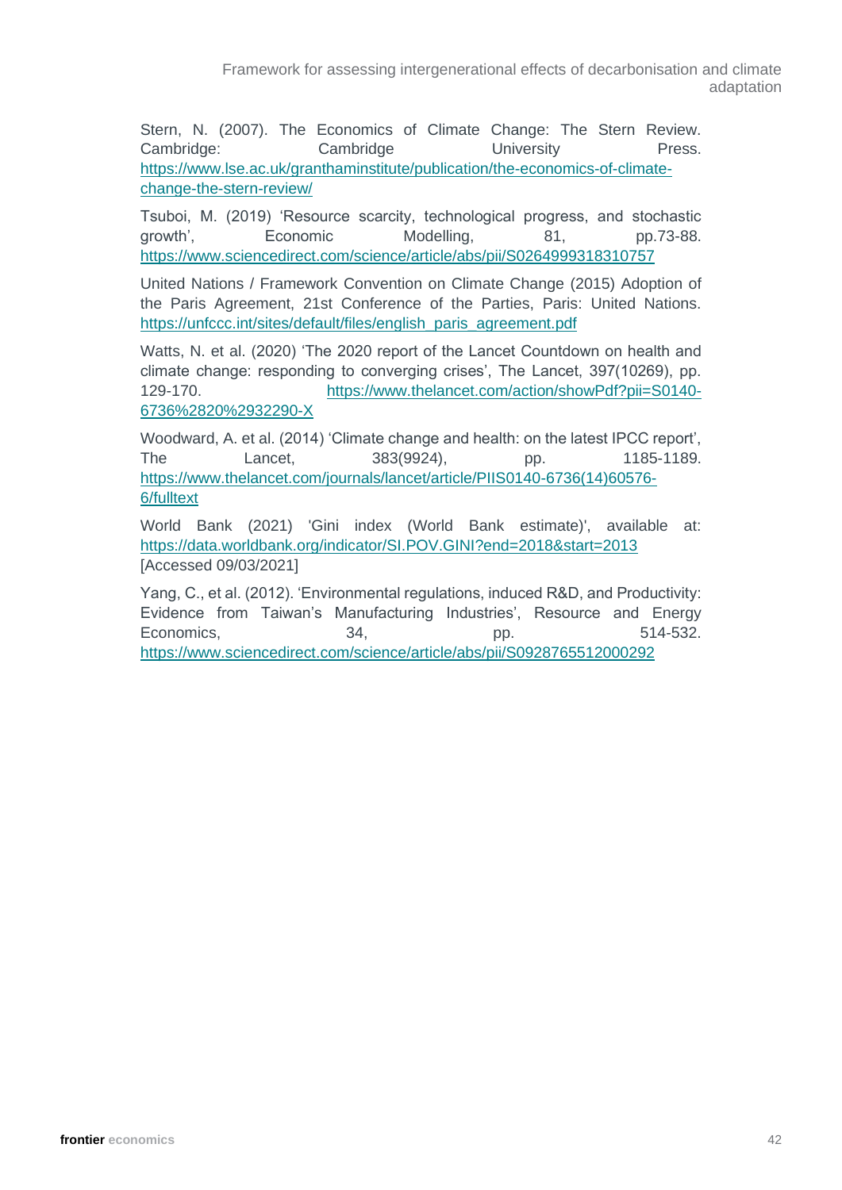Stern, N. (2007). The Economics of Climate Change: The Stern Review. Cambridge: Cambridge University Press. https://www.lse.ac.uk/granthaminstitute/publication/the-economics-of-climate-change-the-stern-review/

Tsuboi, M. (2019) 'Resource scarcity, technological progress, and stochastic growth', Economic Modelling, 81, pp.73-88. https://www.sciencedirect.com/science/article/abs/pii/S0264999318310757

United Nations / Framework Convention on Climate Change (2015) Adoption of the Paris Agreement, 21st Conference of the Parties, Paris: United Nations. https://unfccc.int/sites/default/files/english_paris_agreement.pdf

Watts, N. et al. (2020) 'The 2020 report of the Lancet Countdown on health and climate change: responding to converging crises', The Lancet, 397(10269), pp. 129-170. https://www.thelancet.com/action/showPdf?pii=S0140-6736%2820%2932290-X

Woodward, A. et al. (2014) 'Climate change and health: on the latest IPCC report', The Lancet, 383(9924), pp. 1185-1189. https://www.thelancet.com/journals/lancet/article/PIIS0140-6736(14)60576-6/fulltext

World Bank (2021) 'Gini index (World Bank estimate)', available at: https://data.worldbank.org/indicator/SI.POV.GINI?end=2018&start=2013 [Accessed 09/03/2021]

Yang, C., et al. (2012). 'Environmental regulations, induced R&D, and Productivity: Evidence from Taiwan's Manufacturing Industries', Resource and Energy Economics, 34, pp. 514-532. https://www.sciencedirect.com/science/article/abs/pii/S0928765512000292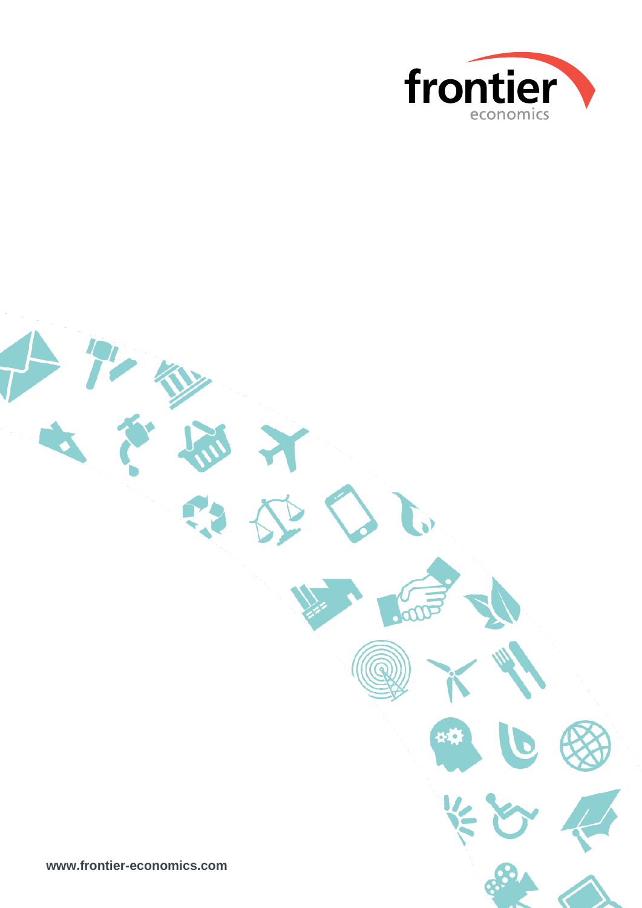frontier economics

www.frontier-economics.com